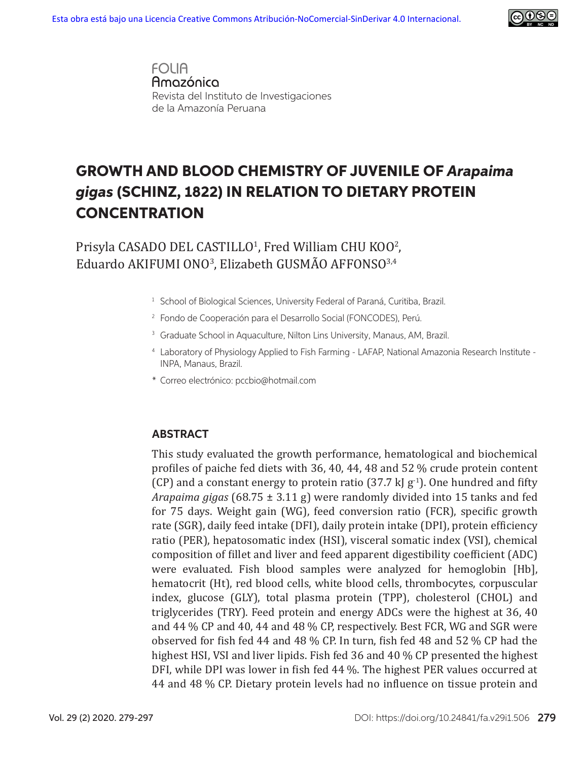Esta obra está bajo una Licencia Creative Commons Atribución-NoComercial-SinDerivar 4.0 Internacional.

FOLIA Amazónica
Revista del Instituto de Investigaciones de la Amazonía Peruana

# GROWTH AND BLOOD CHEMISTRY OF JUVENILE OF *Arapaima gigas* (SCHINZ, 1822) IN RELATION TO DIETARY PROTEIN CONCENTRATION

Prisyla CASADO DEL CASTILLO[1], Fred William CHU KOO[2], Eduardo AKIFUMI ONO[3], Elizabeth GUSMÃO AFFONSO[3,4]

[1] School of Biological Sciences, University Federal of Paraná, Curitiba, Brazil.

[2] Fondo de Cooperación para el Desarrollo Social (FONCODES), Perú.

[3] Graduate School in Aquaculture, Nilton Lins University, Manaus, AM, Brazil.

[4] Laboratory of Physiology Applied to Fish Farming - LAFAP, National Amazonia Research Institute - INPA, Manaus, Brazil.

* Correo electrónico: pccbio@hotmail.com

## ABSTRACT

This study evaluated the growth performance, hematological and biochemical profiles of paiche fed diets with 36, 40, 44, 48 and 52 % crude protein content (CP) and a constant energy to protein ratio (37.7 kJ $g^{-1}$). One hundred and fifty *Arapaima gigas* (68.75 ± 3.11 g) were randomly divided into 15 tanks and fed for 75 days. Weight gain (WG), feed conversion ratio (FCR), specific growth rate (SGR), daily feed intake (DFI), daily protein intake (DPI), protein efficiency ratio (PER), hepatosomatic index (HSI), visceral somatic index (VSI), chemical composition of fillet and liver and feed apparent digestibility coefficient (ADC) were evaluated. Fish blood samples were analyzed for hemoglobin [Hb], hematocrit (Ht), red blood cells, white blood cells, thrombocytes, corpuscular index, glucose (GLY), total plasma protein (TPP), cholesterol (CHOL) and triglycerides (TRY). Feed protein and energy ADCs were the highest at 36, 40 and 44 % CP and 40, 44 and 48 % CP, respectively. Best FCR, WG and SGR were observed for fish fed 44 and 48 % CP. In turn, fish fed 48 and 52 % CP had the highest HSI, VSI and liver lipids. Fish fed 36 and 40 % CP presented the highest DFI, while DPI was lower in fish fed 44 %. The highest PER values occurred at 44 and 48 % CP. Dietary protein levels had no influence on tissue protein and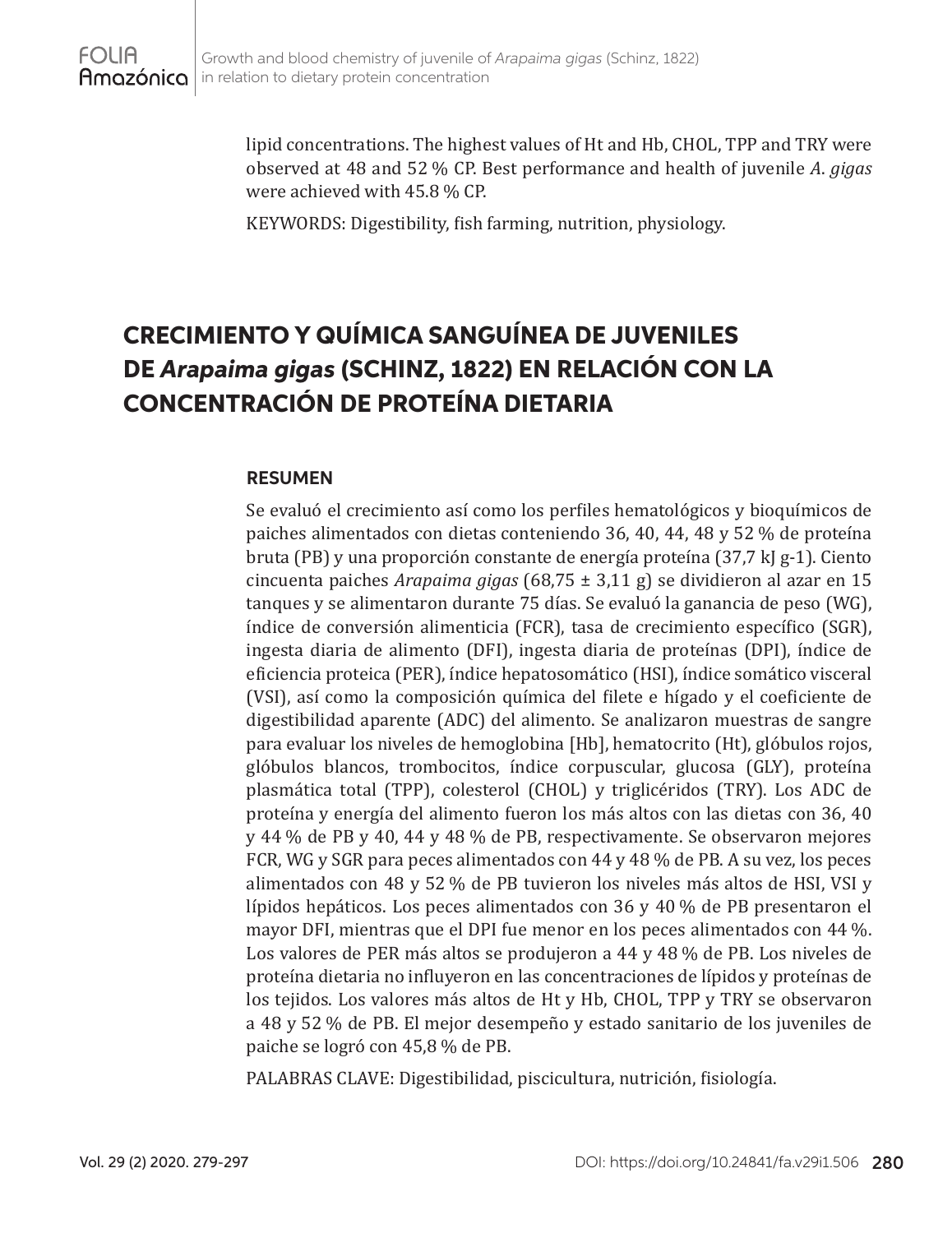lipid concentrations. The highest values of Ht and Hb, CHOL, TPP and TRY were observed at 48 and 52 % CP. Best performance and health of juvenile *A. gigas* were achieved with 45.8 % CP.

KEYWORDS: Digestibility, fish farming, nutrition, physiology.

# CRECIMIENTO Y QUÍMICA SANGUÍNEA DE JUVENILES DE *Arapaima gigas* (SCHINZ, 1822) EN RELACIÓN CON LA CONCENTRACIÓN DE PROTEÍNA DIETARIA

## RESUMEN

Se evaluó el crecimiento así como los perfiles hematológicos y bioquímicos de paiches alimentados con dietas conteniendo 36, 40, 44, 48 y 52 % de proteína bruta (PB) y una proporción constante de energía proteína (37,7 kJ g-1). Ciento cincuenta paiches *Arapaima gigas* (68,75 ± 3,11 g) se dividieron al azar en 15 tanques y se alimentaron durante 75 días. Se evaluó la ganancia de peso (WG), índice de conversión alimenticia (FCR), tasa de crecimiento específico (SGR), ingesta diaria de alimento (DFI), ingesta diaria de proteínas (DPI), índice de eficiencia proteica (PER), índice hepatosomático (HSI), índice somático visceral (VSI), así como la composición química del filete e hígado y el coeficiente de digestibilidad aparente (ADC) del alimento. Se analizaron muestras de sangre para evaluar los niveles de hemoglobina [Hb], hematocrito (Ht), glóbulos rojos, glóbulos blancos, trombocitos, índice corpuscular, glucosa (GLY), proteína plasmática total (TPP), colesterol (CHOL) y triglicéridos (TRY). Los ADC de proteína y energía del alimento fueron los más altos con las dietas con 36, 40 y 44 % de PB y 40, 44 y 48 % de PB, respectivamente. Se observaron mejores FCR, WG y SGR para peces alimentados con 44 y 48 % de PB. A su vez, los peces alimentados con 48 y 52 % de PB tuvieron los niveles más altos de HSI, VSI y lípidos hepáticos. Los peces alimentados con 36 y 40 % de PB presentaron el mayor DFI, mientras que el DPI fue menor en los peces alimentados con 44 %. Los valores de PER más altos se produjeron a 44 y 48 % de PB. Los niveles de proteína dietaria no influyeron en las concentraciones de lípidos y proteínas de los tejidos. Los valores más altos de Ht y Hb, CHOL, TPP y TRY se observaron a 48 y 52 % de PB. El mejor desempeño y estado sanitario de los juveniles de paiche se logró con 45,8 % de PB.

PALABRAS CLAVE: Digestibilidad, piscicultura, nutrición, fisiología.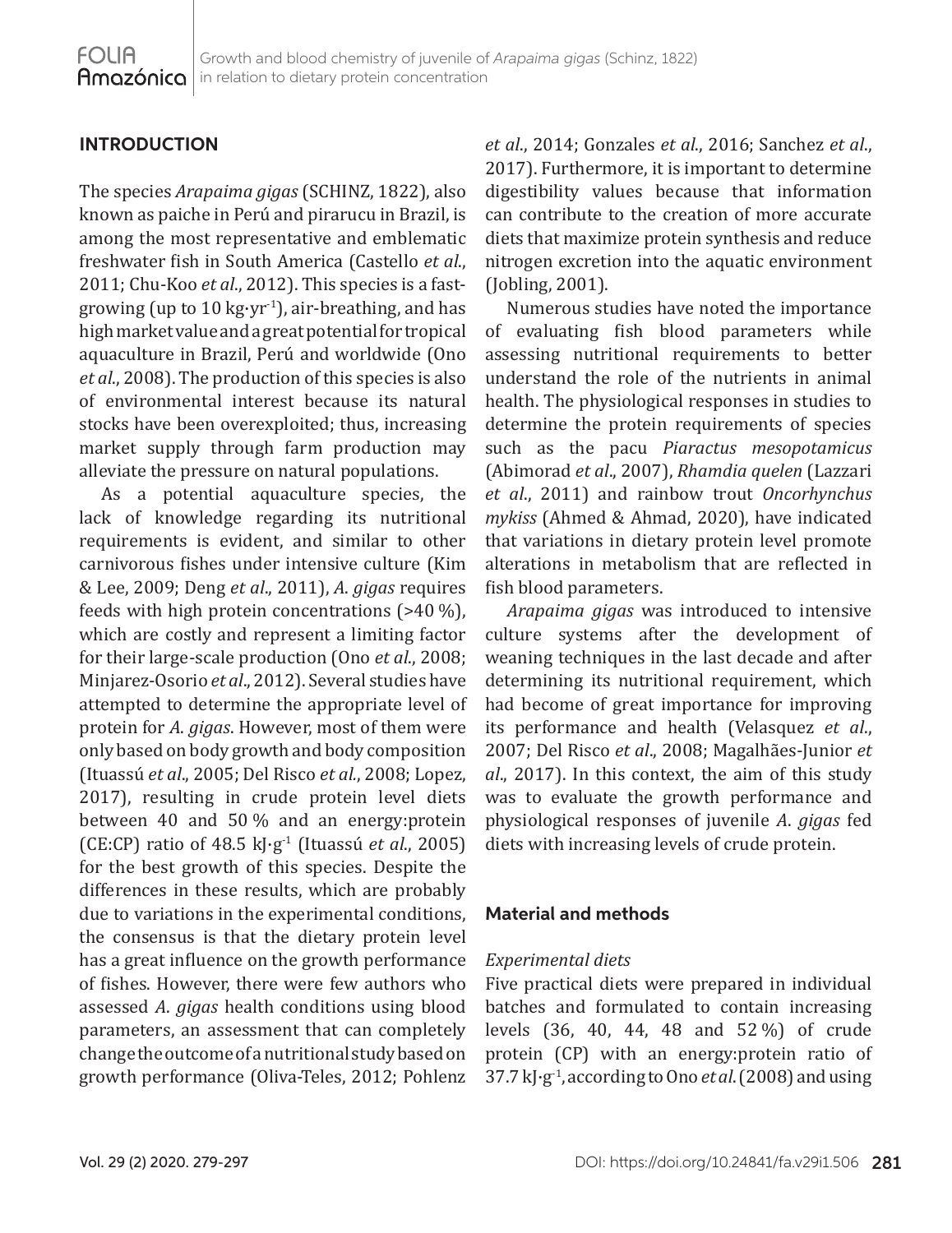## INTRODUCTION

The species *Arapaima gigas* (SCHINZ, 1822), also known as paiche in Perú and pirarucu in Brazil, is among the most representative and emblematic freshwater fish in South America (Castello *et al*., 2011; Chu-Koo *et al*., 2012). This species is a fast-growing (up to 10 kg·yr$^{-1}$), air-breathing, and has high market value and a great potential for tropical aquaculture in Brazil, Perú and worldwide (Ono *et al*., 2008). The production of this species is also of environmental interest because its natural stocks have been overexploited; thus, increasing market supply through farm production may alleviate the pressure on natural populations.

As a potential aquaculture species, the lack of knowledge regarding its nutritional requirements is evident, and similar to other carnivorous fishes under intensive culture (Kim & Lee, 2009; Deng *et al*., 2011), *A. gigas* requires feeds with high protein concentrations (>40 %), which are costly and represent a limiting factor for their large-scale production (Ono *et al*., 2008; Minjarez-Osorio *et al*., 2012). Several studies have attempted to determine the appropriate level of protein for *A. gigas*. However, most of them were only based on body growth and body composition (Ituassú *et al*., 2005; Del Risco *et al*., 2008; Lopez, 2017), resulting in crude protein level diets between 40 and 50 % and an energy:protein (CE:CP) ratio of 48.5 kJ·g$^{-1}$ (Ituassú *et al*., 2005) for the best growth of this species. Despite the differences in these results, which are probably due to variations in the experimental conditions, the consensus is that the dietary protein level has a great influence on the growth performance of fishes. However, there were few authors who assessed *A. gigas* health conditions using blood parameters, an assessment that can completely change the outcome of a nutritional study based on growth performance (Oliva-Teles, 2012; Pohlenz *et al*., 2014; Gonzales *et al*., 2016; Sanchez *et al*., 2017). Furthermore, it is important to determine digestibility values because that information can contribute to the creation of more accurate diets that maximize protein synthesis and reduce nitrogen excretion into the aquatic environment (Jobling, 2001).

Numerous studies have noted the importance of evaluating fish blood parameters while assessing nutritional requirements to better understand the role of the nutrients in animal health. The physiological responses in studies to determine the protein requirements of species such as the pacu *Piaractus mesopotamicus* (Abimorad *et al*., 2007), *Rhamdia quelen* (Lazzari *et al*., 2011) and rainbow trout *Oncorhynchus mykiss* (Ahmed & Ahmad, 2020), have indicated that variations in dietary protein level promote alterations in metabolism that are reflected in fish blood parameters.

*Arapaima gigas* was introduced to intensive culture systems after the development of weaning techniques in the last decade and after determining its nutritional requirement, which had become of great importance for improving its performance and health (Velasquez *et al*., 2007; Del Risco *et al*., 2008; Magalhães-Junior *et al*., 2017). In this context, the aim of this study was to evaluate the growth performance and physiological responses of juvenile *A. gigas* fed diets with increasing levels of crude protein.

## Material and methods

### *Experimental diets*

Five practical diets were prepared in individual batches and formulated to contain increasing levels (36, 40, 44, 48 and 52 %) of crude protein (CP) with an energy:protein ratio of 37.7 kJ·g$^{-1}$, according to Ono *et al*. (2008) and using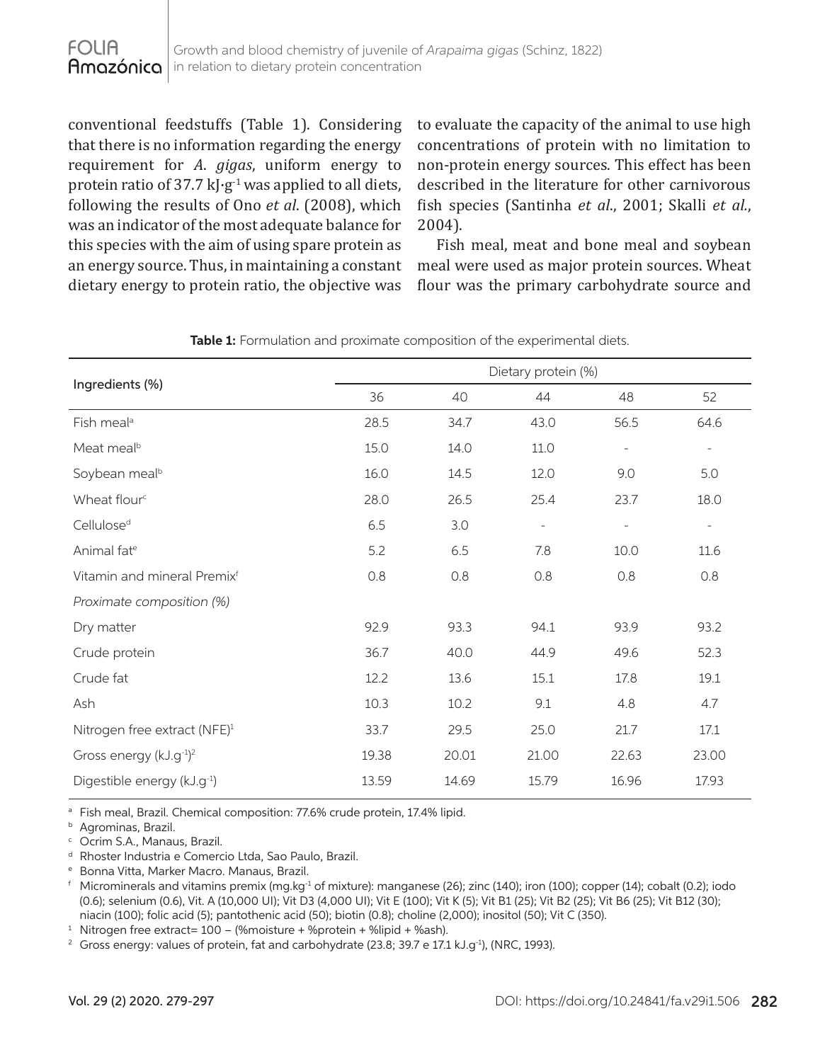conventional feedstuffs (Table 1). Considering that there is no information regarding the energy requirement for *A. gigas*, uniform energy to protein ratio of 37.7 $kJ \cdot g^{-1}$ was applied to all diets, following the results of Ono *et al*. (2008), which was an indicator of the most adequate balance for this species with the aim of using spare protein as an energy source. Thus, in maintaining a constant dietary energy to protein ratio, the objective was to evaluate the capacity of the animal to use high concentrations of protein with no limitation to non-protein energy sources. This effect has been described in the literature for other carnivorous fish species (Santinha *et al*., 2001; Skalli *et al*., 2004).

Fish meal, meat and bone meal and soybean meal were used as major protein sources. Wheat flour was the primary carbohydrate source and

**Table 1:** Formulation and proximate composition of the experimental diets.

| Ingredients (%) | Dietary protein (%) | | | | |
|---|---|---|---|---|---|
| | 36 | 40 | 44 | 48 | 52 |
| Fish meal[a] | 28.5 | 34.7 | 43.0 | 56.5 | 64.6 |
| Meat meal[b] | 15.0 | 14.0 | 11.0 | - | - |
| Soybean meal[b] | 16.0 | 14.5 | 12.0 | 9.0 | 5.0 |
| Wheat flour[c] | 28.0 | 26.5 | 25.4 | 23.7 | 18.0 |
| Cellulose[d] | 6.5 | 3.0 | - | - | - |
| Animal fat[e] | 5.2 | 6.5 | 7.8 | 10.0 | 11.6 |
| Vitamin and mineral Premix[f] | 0.8 | 0.8 | 0.8 | 0.8 | 0.8 |
| *Proximate composition (%)* | | | | | |
| Dry matter | 92.9 | 93.3 | 94.1 | 93.9 | 93.2 |
| Crude protein | 36.7 | 40.0 | 44.9 | 49.6 | 52.3 |
| Crude fat | 12.2 | 13.6 | 15.1 | 17.8 | 19.1 |
| Ash | 10.3 | 10.2 | 9.1 | 4.8 | 4.7 |
| Nitrogen free extract (NFE)[1] | 33.7 | 29.5 | 25.0 | 21.7 | 17.1 |
| Gross energy ($kJ.g^{-1}$)[2] | 19.38 | 20.01 | 21.00 | 22.63 | 23.00 |
| Digestible energy ($kJ.g^{-1}$) | 13.59 | 14.69 | 15.79 | 16.96 | 17.93 |

[a] Fish meal, Brazil. Chemical composition: 77.6% crude protein, 17.4% lipid.
[b] Agrominas, Brazil.
[c] Ocrim S.A., Manaus, Brazil.
[d] Rhoster Industria e Comercio Ltda, Sao Paulo, Brazil.
[e] Bonna Vitta, Marker Macro. Manaus, Brazil.
[f] Microminerals and vitamins premix ($mg.kg^{-1}$ of mixture): manganese (26); zinc (140); iron (100); copper (14); cobalt (0.2); iodo (0.6); selenium (0.6), Vit. A (10,000 UI); Vit D3 (4,000 UI); Vit E (100); Vit K (5); Vit B1 (25); Vit B2 (25); Vit B6 (25); Vit B12 (30); niacin (100); folic acid (5); pantothenic acid (50); biotin (0.8); choline (2,000); inositol (50); Vit C (350).
[1] Nitrogen free extract= 100 – (%moisture + %protein + %lipid + %ash).
[2] Gross energy: values of protein, fat and carbohydrate (23.8; 39.7 e 17.1 $kJ.g^{-1}$), (NRC, 1993).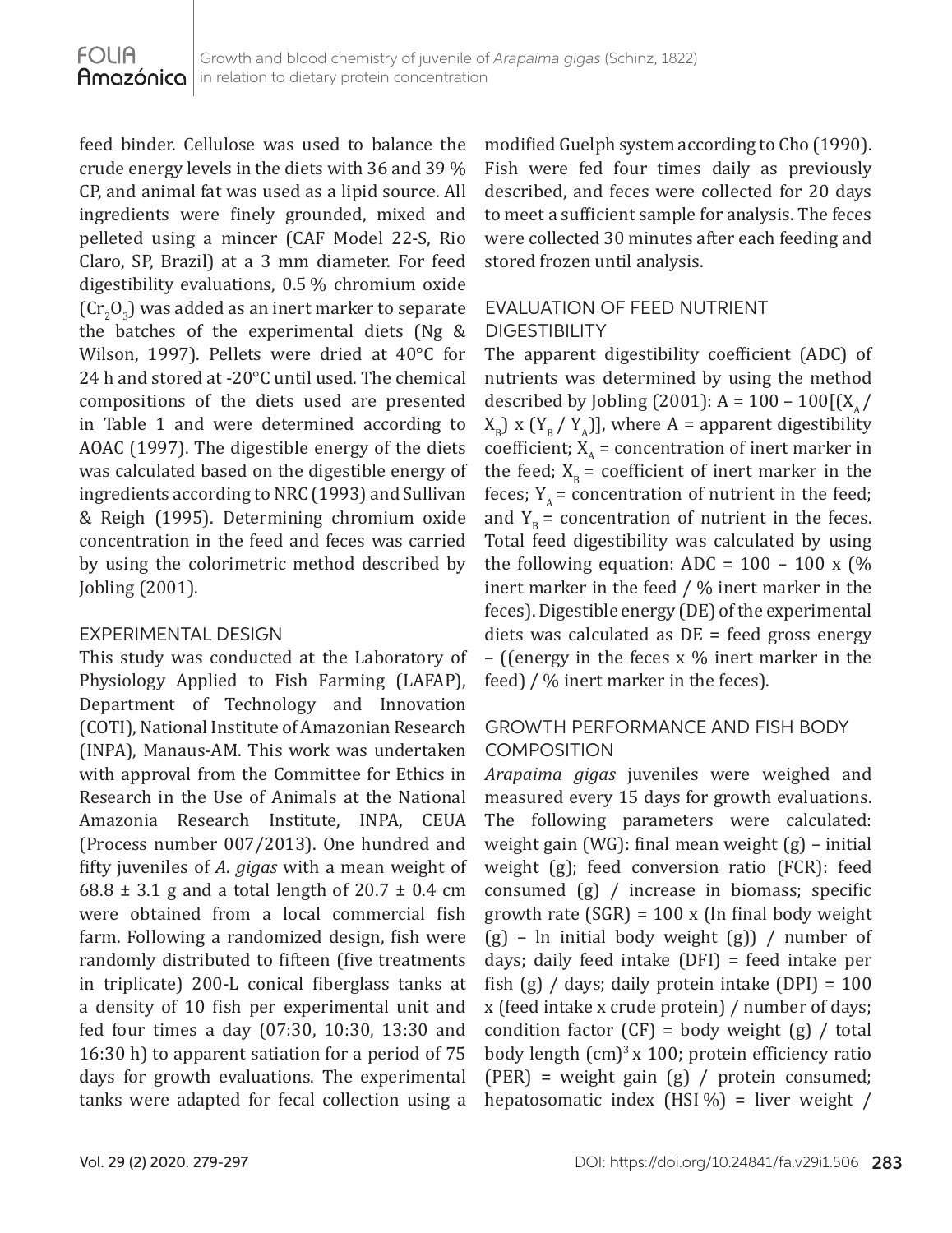feed binder. Cellulose was used to balance the crude energy levels in the diets with 36 and 39 % CP, and animal fat was used as a lipid source. All ingredients were finely grounded, mixed and pelleted using a mincer (CAF Model 22-S, Rio Claro, SP, Brazil) at a 3 mm diameter. For feed digestibility evaluations, 0.5 % chromium oxide ($Cr_2O_3$) was added as an inert marker to separate the batches of the experimental diets (Ng & Wilson, 1997). Pellets were dried at 40°C for 24 h and stored at -20°C until used. The chemical compositions of the diets used are presented in Table 1 and were determined according to AOAC (1997). The digestible energy of the diets was calculated based on the digestible energy of ingredients according to NRC (1993) and Sullivan & Reigh (1995). Determining chromium oxide concentration in the feed and feces was carried by using the colorimetric method described by Jobling (2001).

## EXPERIMENTAL DESIGN

This study was conducted at the Laboratory of Physiology Applied to Fish Farming (LAFAP), Department of Technology and Innovation (COTI), National Institute of Amazonian Research (INPA), Manaus-AM. This work was undertaken with approval from the Committee for Ethics in Research in the Use of Animals at the National Amazonia Research Institute, INPA, CEUA (Process number 007/2013). One hundred and fifty juveniles of *A. gigas* with a mean weight of 68.8 ± 3.1 g and a total length of 20.7 ± 0.4 cm were obtained from a local commercial fish farm. Following a randomized design, fish were randomly distributed to fifteen (five treatments in triplicate) 200-L conical fiberglass tanks at a density of 10 fish per experimental unit and fed four times a day (07:30, 10:30, 13:30 and 16:30 h) to apparent satiation for a period of 75 days for growth evaluations. The experimental tanks were adapted for fecal collection using a modified Guelph system according to Cho (1990). Fish were fed four times daily as previously described, and feces were collected for 20 days to meet a sufficient sample for analysis. The feces were collected 30 minutes after each feeding and stored frozen until analysis.

## EVALUATION OF FEED NUTRIENT DIGESTIBILITY

The apparent digestibility coefficient (ADC) of nutrients was determined by using the method described by Jobling (2001): $A = 100 - 100[(X_A / X_B) \times (Y_B / Y_A)]$, where A = apparent digestibility coefficient; $X_A$ = concentration of inert marker in the feed; $X_B$ = coefficient of inert marker in the feces; $Y_A$ = concentration of nutrient in the feed; and $Y_B$ = concentration of nutrient in the feces. Total feed digestibility was calculated by using the following equation: ADC = 100 – 100 x (% inert marker in the feed / % inert marker in the feces). Digestible energy (DE) of the experimental diets was calculated as DE = feed gross energy – ((energy in the feces x % inert marker in the feed) / % inert marker in the feces).

## GROWTH PERFORMANCE AND FISH BODY COMPOSITION

*Arapaima gigas* juveniles were weighed and measured every 15 days for growth evaluations. The following parameters were calculated: weight gain (WG): final mean weight (g) – initial weight (g); feed conversion ratio (FCR): feed consumed (g) / increase in biomass; specific growth rate (SGR) = 100 x (ln final body weight (g) – ln initial body weight (g)) / number of days; daily feed intake (DFI) = feed intake per fish (g) / days; daily protein intake (DPI) = 100 x (feed intake x crude protein) / number of days; condition factor (CF) = body weight (g) / total body length $(cm)^3$ x 100; protein efficiency ratio (PER) = weight gain (g) / protein consumed; hepatosomatic index (HSI %) = liver weight /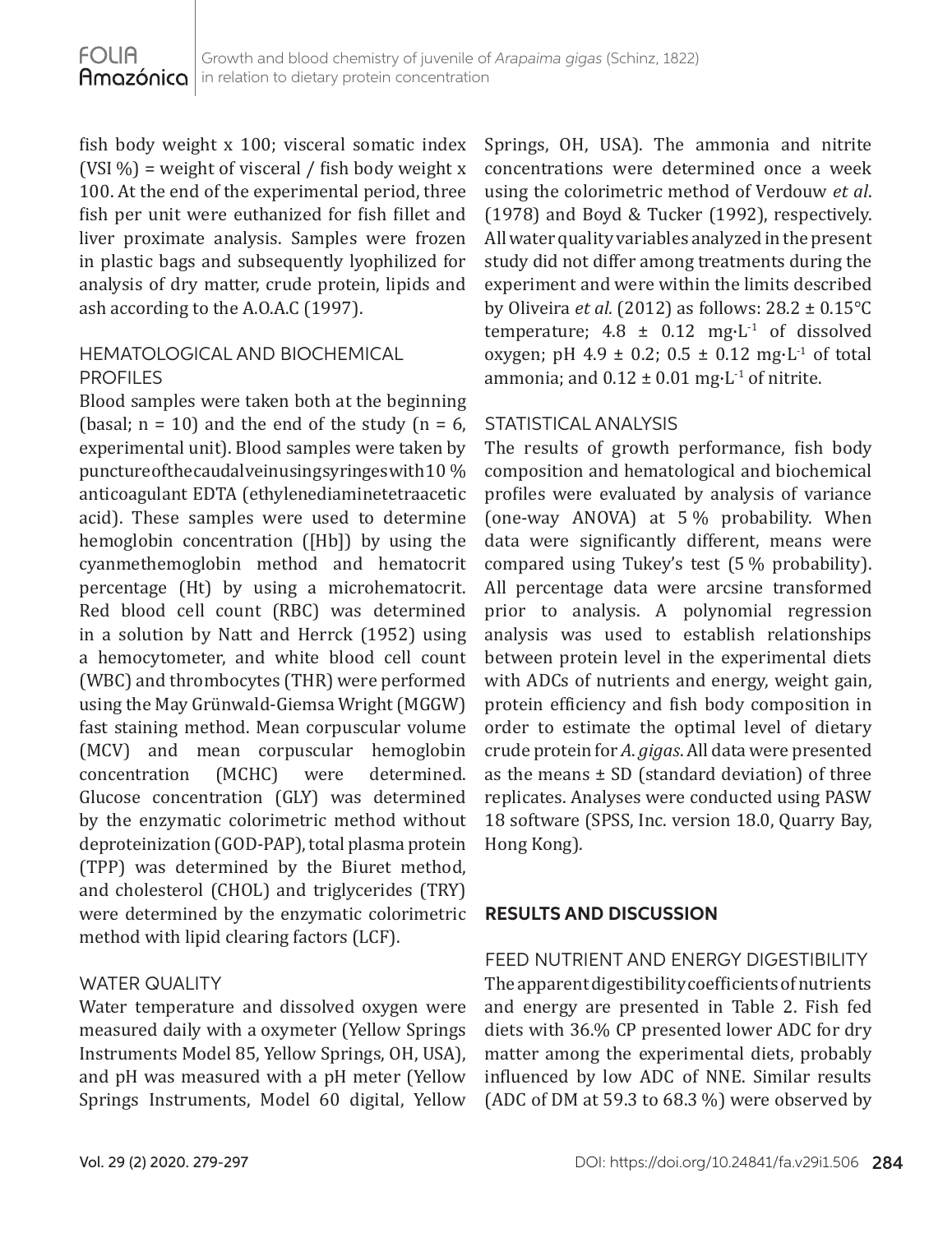fish body weight x 100; visceral somatic index (VSI %) = weight of visceral / fish body weight x 100. At the end of the experimental period, three fish per unit were euthanized for fish fillet and liver proximate analysis. Samples were frozen in plastic bags and subsequently lyophilized for analysis of dry matter, crude protein, lipids and ash according to the A.O.A.C (1997).

### HEMATOLOGICAL AND BIOCHEMICAL PROFILES

Blood samples were taken both at the beginning (basal; n = 10) and the end of the study (n = 6, experimental unit). Blood samples were taken by puncture of the caudal vein using syringes with 10 % anticoagulant EDTA (ethylenediaminetetraacetic acid). These samples were used to determine hemoglobin concentration ([Hb]) by using the cyanmethemoglobin method and hematocrit percentage (Ht) by using a microhematocrit. Red blood cell count (RBC) was determined in a solution by Natt and Herrck (1952) using a hemocytometer, and white blood cell count (WBC) and thrombocytes (THR) were performed using the May Grünwald-Giemsa Wright (MGGW) fast staining method. Mean corpuscular volume (MCV) and mean corpuscular hemoglobin concentration (MCHC) were determined. Glucose concentration (GLY) was determined by the enzymatic colorimetric method without deproteinization (GOD-PAP), total plasma protein (TPP) was determined by the Biuret method, and cholesterol (CHOL) and triglycerides (TRY) were determined by the enzymatic colorimetric method with lipid clearing factors (LCF).

### WATER QUALITY

Water temperature and dissolved oxygen were measured daily with a oxymeter (Yellow Springs Instruments Model 85, Yellow Springs, OH, USA), and pH was measured with a pH meter (Yellow Springs Instruments, Model 60 digital, Yellow Springs, OH, USA). The ammonia and nitrite concentrations were determined once a week using the colorimetric method of Verdouw *et al*. (1978) and Boyd & Tucker (1992), respectively. All water quality variables analyzed in the present study did not differ among treatments during the experiment and were within the limits described by Oliveira *et al.* (2012) as follows: 28.2 ± 0.15°C temperature; 4.8 ± 0.12 $mg \cdot L^{-1}$ of dissolved oxygen; pH 4.9 ± 0.2; 0.5 ± 0.12 $mg \cdot L^{-1}$ of total ammonia; and 0.12 ± 0.01 $mg \cdot L^{-1}$ of nitrite.

### STATISTICAL ANALYSIS

The results of growth performance, fish body composition and hematological and biochemical profiles were evaluated by analysis of variance (one-way ANOVA) at 5 % probability. When data were significantly different, means were compared using Tukey's test (5 % probability). All percentage data were arcsine transformed prior to analysis. A polynomial regression analysis was used to establish relationships between protein level in the experimental diets with ADCs of nutrients and energy, weight gain, protein efficiency and fish body composition in order to estimate the optimal level of dietary crude protein for *A. gigas*. All data were presented as the means ± SD (standard deviation) of three replicates. Analyses were conducted using PASW 18 software (SPSS, Inc. version 18.0, Quarry Bay, Hong Kong).

## RESULTS AND DISCUSSION

### FEED NUTRIENT AND ENERGY DIGESTIBILITY

The apparent digestibility coefficients of nutrients and energy are presented in Table 2. Fish fed diets with 36.% CP presented lower ADC for dry matter among the experimental diets, probably influenced by low ADC of NNE. Similar results (ADC of DM at 59.3 to 68.3 %) were observed by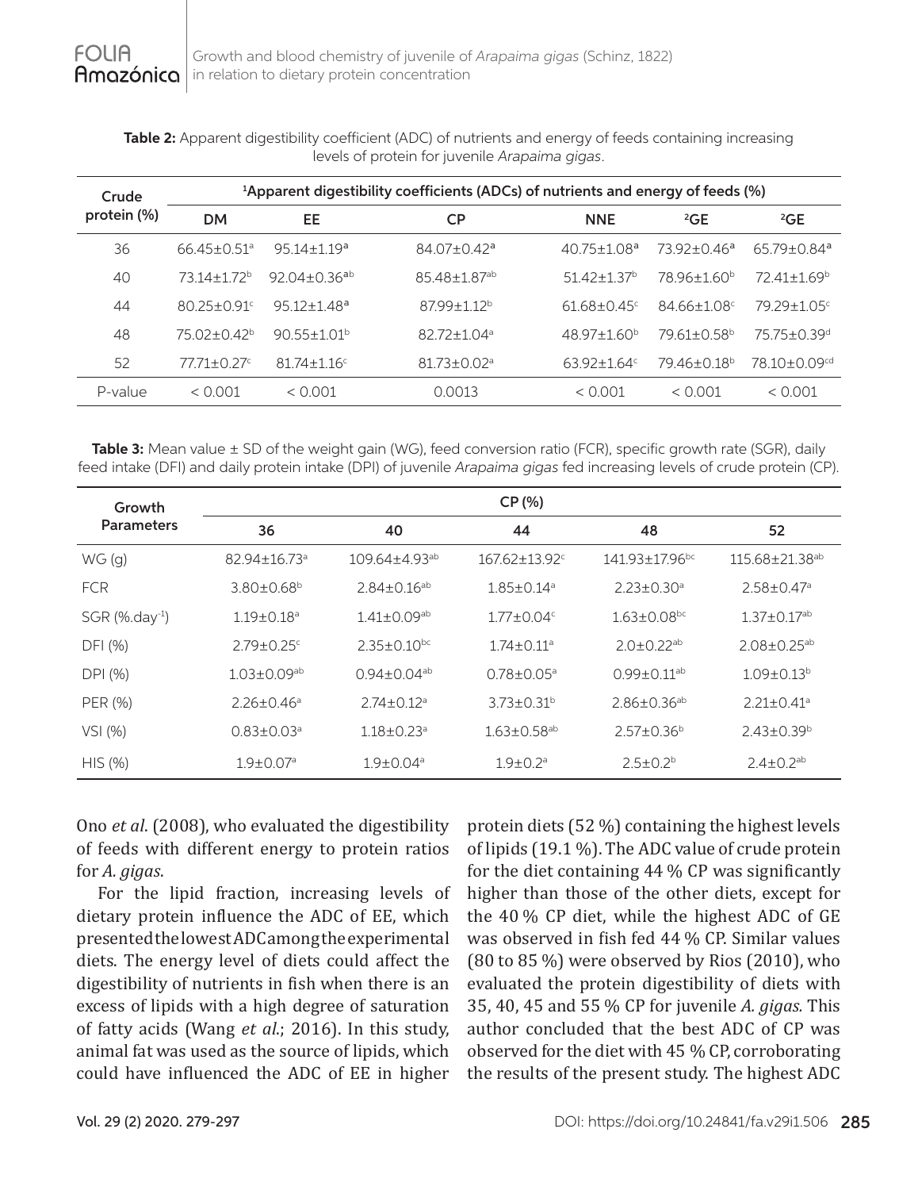**Table 2:** Apparent digestibility coefficient (ADC) of nutrients and energy of feeds containing increasing levels of protein for juvenile *Arapaima gigas*.

| Crude protein (%) | [1]Apparent digestibility coefficients (ADCs) of nutrients and energy of feeds (%) | | | | | |
|---|---|---|---|---|---|---|
| | DM | EE | CP | NNE | [2]GE | [2]GE |
| 36 | 66.45±0.51[a] | 95.14±1.19[a] | 84.07±0.42[a] | 40.75±1.08[a] | 73.92±0.46[a] | 65.79±0.84[a] |
| 40 | 73.14±1.72[b] | 92.04±0.36[ab] | 85.48±1.87[ab] | 51.42±1.37[b] | 78.96±1.60[b] | 72.41±1.69[b] |
| 44 | 80.25±0.91[c] | 95.12±1.48[a] | 87.99±1.12[b] | 61.68±0.45[c] | 84.66±1.08[c] | 79.29±1.05[c] |
| 48 | 75.02±0.42[b] | 90.55±1.01[b] | 82.72±1.04[a] | 48.97±1.60[b] | 79.61±0.58[b] | 75.75±0.39[d] |
| 52 | 77.71±0.27[c] | 81.74±1.16[c] | 81.73±0.02[a] | 63.92±1.64[c] | 79.46±0.18[b] | 78.10±0.09[cd] |
| P-value | < 0.001 | < 0.001 | 0.0013 | < 0.001 | < 0.001 | < 0.001 |

**Table 3:** Mean value ± SD of the weight gain (WG), feed conversion ratio (FCR), specific growth rate (SGR), daily feed intake (DFI) and daily protein intake (DPI) of juvenile *Arapaima gigas* fed increasing levels of crude protein (CP).

| Growth Parameters | CP (%) | | | | |
|---|---|---|---|---|---|
| | 36 | 40 | 44 | 48 | 52 |
| WG (g) | 82.94±16.73[a] | 109.64±4.93[ab] | 167.62±13.92[c] | 141.93±17.96[bc] | 115.68±21.38[ab] |
| FCR | 3.80±0.68[b] | 2.84±0.16[ab] | 1.85±0.14[a] | 2.23±0.30[a] | 2.58±0.47[a] |
| SGR (%.day$^{-1}$) | 1.19±0.18[a] | 1.41±0.09[ab] | 1.77±0.04[c] | 1.63±0.08[bc] | 1.37±0.17[ab] |
| DFI (%) | 2.79±0.25[c] | 2.35±0.10[bc] | 1.74±0.11[a] | 2.0±0.22[ab] | 2.08±0.25[ab] |
| DPI (%) | 1.03±0.09[ab] | 0.94±0.04[ab] | 0.78±0.05[a] | 0.99±0.11[ab] | 1.09±0.13[b] |
| PER (%) | 2.26±0.46[a] | 2.74±0.12[a] | 3.73±0.31[b] | 2.86±0.36[ab] | 2.21±0.41[a] |
| VSI (%) | 0.83±0.03[a] | 1.18±0.23[a] | 1.63±0.58[ab] | 2.57±0.36[b] | 2.43±0.39[b] |
| HIS (%) | 1.9±0.07[a] | 1.9±0.04[a] | 1.9±0.2[a] | 2.5±0.2[b] | 2.4±0.2[ab] |

Ono *et al*. (2008), who evaluated the digestibility of feeds with different energy to protein ratios for *A. gigas*.

For the lipid fraction, increasing levels of dietary protein influence the ADC of EE, which presented the lowest ADC among the experimental diets. The energy level of diets could affect the digestibility of nutrients in fish when there is an excess of lipids with a high degree of saturation of fatty acids (Wang *et al*.; 2016). In this study, animal fat was used as the source of lipids, which could have influenced the ADC of EE in higher protein diets (52 %) containing the highest levels of lipids (19.1 %). The ADC value of crude protein for the diet containing 44 % CP was significantly higher than those of the other diets, except for the 40 % CP diet, while the highest ADC of GE was observed in fish fed 44 % CP. Similar values (80 to 85 %) were observed by Rios (2010), who evaluated the protein digestibility of diets with 35, 40, 45 and 55 % CP for juvenile *A. gigas*. This author concluded that the best ADC of CP was observed for the diet with 45 % CP, corroborating the results of the present study. The highest ADC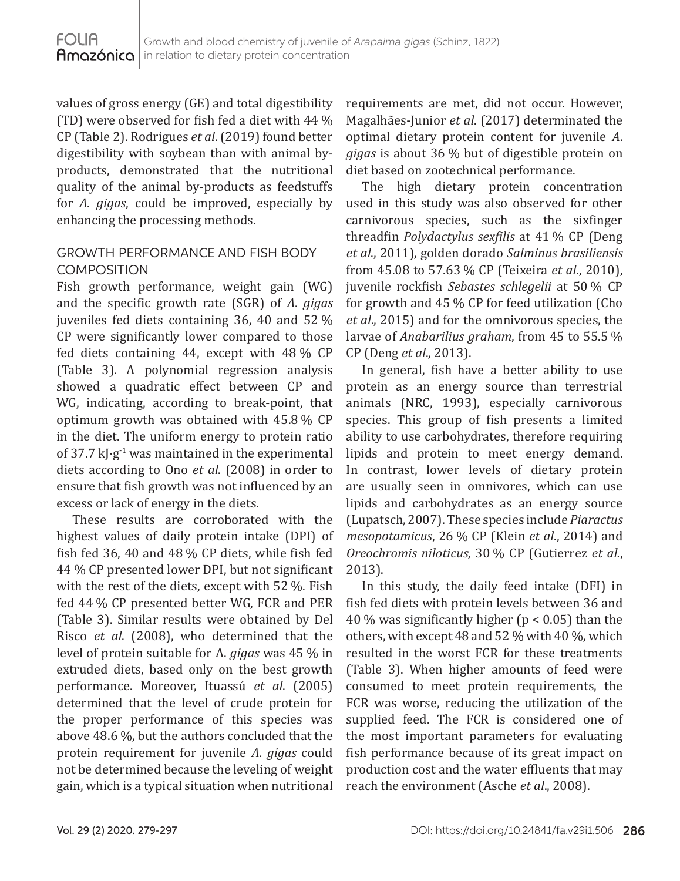values of gross energy (GE) and total digestibility (TD) were observed for fish fed a diet with 44 % CP (Table 2). Rodrigues *et al*. (2019) found better digestibility with soybean than with animal by-products, demonstrated that the nutritional quality of the animal by-products as feedstuffs for *A. gigas*, could be improved, especially by enhancing the processing methods.

## GROWTH PERFORMANCE AND FISH BODY COMPOSITION

Fish growth performance, weight gain (WG) and the specific growth rate (SGR) of *A. gigas* juveniles fed diets containing 36, 40 and 52 % CP were significantly lower compared to those fed diets containing 44, except with 48 % CP (Table 3). A polynomial regression analysis showed a quadratic effect between CP and WG, indicating, according to break-point, that optimum growth was obtained with 45.8 % CP in the diet. The uniform energy to protein ratio of 37.7 $kJ \cdot g^{-1}$ was maintained in the experimental diets according to Ono *et al*. (2008) in order to ensure that fish growth was not influenced by an excess or lack of energy in the diets.

These results are corroborated with the highest values of daily protein intake (DPI) of fish fed 36, 40 and 48 % CP diets, while fish fed 44 % CP presented lower DPI, but not significant with the rest of the diets, except with 52 %. Fish fed 44 % CP presented better WG, FCR and PER (Table 3). Similar results were obtained by Del Risco *et al*. (2008), who determined that the level of protein suitable for A. *gigas* was 45 % in extruded diets, based only on the best growth performance. Moreover, Ituassú *et al*. (2005) determined that the level of crude protein for the proper performance of this species was above 48.6 %, but the authors concluded that the protein requirement for juvenile *A. gigas* could not be determined because the leveling of weight gain, which is a typical situation when nutritional requirements are met, did not occur. However, Magalhães-Junior *et al*. (2017) determinated the optimal dietary protein content for juvenile *A. gigas* is about 36 % but of digestible protein on diet based on zootechnical performance.

The high dietary protein concentration used in this study was also observed for other carnivorous species, such as the sixfinger threadfin *Polydactylus sexfilis* at 41 % CP (Deng *et al*., 2011), golden dorado *Salminus brasiliensis* from 45.08 to 57.63 % CP (Teixeira *et al*., 2010), juvenile rockfish *Sebastes schlegelii* at 50 % CP for growth and 45 % CP for feed utilization (Cho *et al*., 2015) and for the omnivorous species, the larvae of *Anabarilius graham*, from 45 to 55.5 % CP (Deng *et al*., 2013).

In general, fish have a better ability to use protein as an energy source than terrestrial animals (NRC, 1993), especially carnivorous species. This group of fish presents a limited ability to use carbohydrates, therefore requiring lipids and protein to meet energy demand. In contrast, lower levels of dietary protein are usually seen in omnivores, which can use lipids and carbohydrates as an energy source (Lupatsch, 2007). These species include *Piaractus mesopotamicus*, 26 % CP (Klein *et al*., 2014) and *Oreochromis niloticus,* 30 % CP (Gutierrez *et al*., 2013).

In this study, the daily feed intake (DFI) in fish fed diets with protein levels between 36 and 40 % was significantly higher ($p < 0.05$) than the others, with except 48 and 52 % with 40 %, which resulted in the worst FCR for these treatments (Table 3). When higher amounts of feed were consumed to meet protein requirements, the FCR was worse, reducing the utilization of the supplied feed. The FCR is considered one of the most important parameters for evaluating fish performance because of its great impact on production cost and the water effluents that may reach the environment (Asche *et al*., 2008).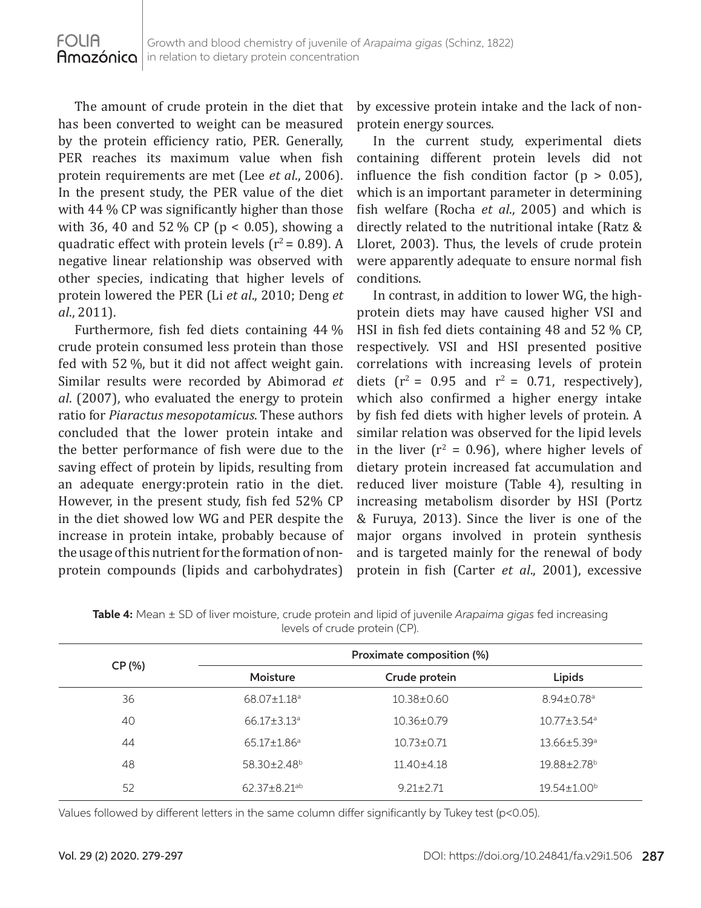The amount of crude protein in the diet that has been converted to weight can be measured by the protein efficiency ratio, PER. Generally, PER reaches its maximum value when fish protein requirements are met (Lee *et al*., 2006). In the present study, the PER value of the diet with 44 % CP was significantly higher than those with 36, 40 and 52 % CP ($p < 0.05$), showing a quadratic effect with protein levels ($r^2 = 0.89$). A negative linear relationship was observed with other species, indicating that higher levels of protein lowered the PER (Li *et al*., 2010; Deng *et al*., 2011).

Furthermore, fish fed diets containing 44 % crude protein consumed less protein than those fed with 52 %, but it did not affect weight gain. Similar results were recorded by Abimorad *et al*. (2007), who evaluated the energy to protein ratio for *Piaractus mesopotamicus*. These authors concluded that the lower protein intake and the better performance of fish were due to the saving effect of protein by lipids, resulting from an adequate energy:protein ratio in the diet. However, in the present study, fish fed 52% CP in the diet showed low WG and PER despite the increase in protein intake, probably because of the usage of this nutrient for the formation of non-protein compounds (lipids and carbohydrates) by excessive protein intake and the lack of non-protein energy sources.

In the current study, experimental diets containing different protein levels did not influence the fish condition factor ($p > 0.05$), which is an important parameter in determining fish welfare (Rocha *et al*., 2005) and which is directly related to the nutritional intake (Ratz & Lloret, 2003). Thus, the levels of crude protein were apparently adequate to ensure normal fish conditions.

In contrast, in addition to lower WG, the high-protein diets may have caused higher VSI and HSI in fish fed diets containing 48 and 52 % CP, respectively. VSI and HSI presented positive correlations with increasing levels of protein diets ($r^2 = 0.95$ and $r^2 = 0.71$, respectively), which also confirmed a higher energy intake by fish fed diets with higher levels of protein. A similar relation was observed for the lipid levels in the liver ($r^2 = 0.96$), where higher levels of dietary protein increased fat accumulation and reduced liver moisture (Table 4), resulting in increasing metabolism disorder by HSI (Portz & Furuya, 2013). Since the liver is one of the major organs involved in protein synthesis and is targeted mainly for the renewal of body protein in fish (Carter *et al*., 2001), excessive

**Table 4:** Mean ± SD of liver moisture, crude protein and lipid of juvenile *Arapaima gigas* fed increasing levels of crude protein (CP).

| CP (%) | Proximate composition (%) | | |
|---|---|---|---|
| | Moisture | Crude protein | Lipids |
| 36 | 68.07±1.18[a] | 10.38±0.60 | 8.94±0.78[a] |
| 40 | 66.17±3.13[a] | 10.36±0.79 | 10.77±3.54[a] |
| 44 | 65.17±1.86[a] | 10.73±0.71 | 13.66±5.39[a] |
| 48 | 58.30±2.48[b] | 11.40±4.18 | 19.88±2.78[b] |
| 52 | 62.37±8.21[ab] | 9.21±2.71 | 19.54±1.00[b] |

Values followed by different letters in the same column differ significantly by Tukey test ($p<0.05$).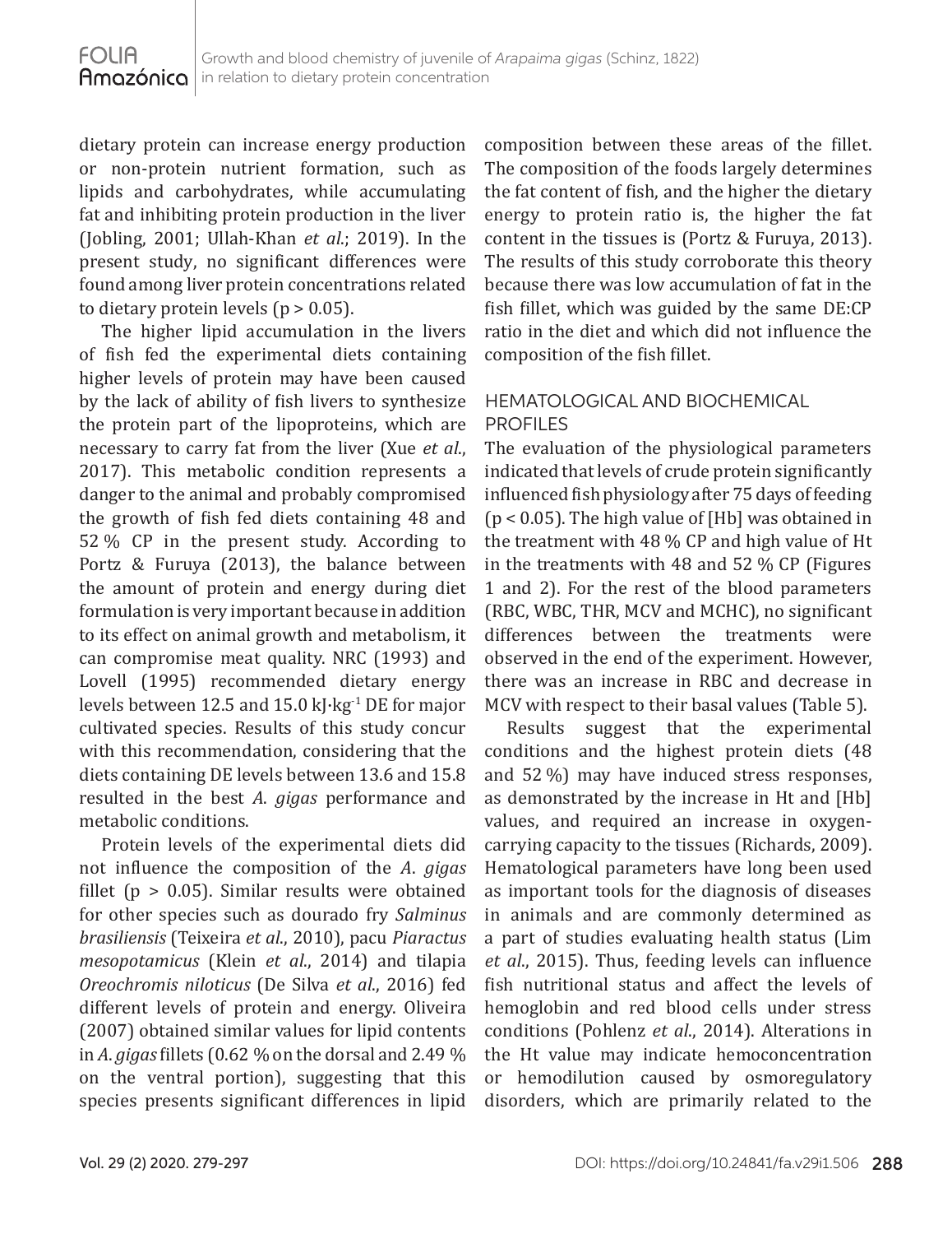dietary protein can increase energy production or non-protein nutrient formation, such as lipids and carbohydrates, while accumulating fat and inhibiting protein production in the liver (Jobling, 2001; Ullah-Khan *et al.*; 2019). In the present study, no significant differences were found among liver protein concentrations related to dietary protein levels ($p > 0.05$).

The higher lipid accumulation in the livers of fish fed the experimental diets containing higher levels of protein may have been caused by the lack of ability of fish livers to synthesize the protein part of the lipoproteins, which are necessary to carry fat from the liver (Xue *et al.*, 2017). This metabolic condition represents a danger to the animal and probably compromised the growth of fish fed diets containing 48 and 52 % CP in the present study. According to Portz & Furuya (2013), the balance between the amount of protein and energy during diet formulation is very important because in addition to its effect on animal growth and metabolism, it can compromise meat quality. NRC (1993) and Lovell (1995) recommended dietary energy levels between 12.5 and 15.0 $kJ \cdot kg^{-1}$ DE for major cultivated species. Results of this study concur with this recommendation, considering that the diets containing DE levels between 13.6 and 15.8 resulted in the best *A. gigas* performance and metabolic conditions.

Protein levels of the experimental diets did not influence the composition of the *A. gigas* fillet ($p > 0.05$). Similar results were obtained for other species such as dourado fry *Salminus brasiliensis* (Teixeira *et al.*, 2010), pacu *Piaractus mesopotamicus* (Klein *et al.*, 2014) and tilapia *Oreochromis niloticus* (De Silva *et al.*, 2016) fed different levels of protein and energy. Oliveira (2007) obtained similar values for lipid contents in *A. gigas* fillets (0.62 % on the dorsal and 2.49 % on the ventral portion), suggesting that this species presents significant differences in lipid composition between these areas of the fillet. The composition of the foods largely determines the fat content of fish, and the higher the dietary energy to protein ratio is, the higher the fat content in the tissues is (Portz & Furuya, 2013). The results of this study corroborate this theory because there was low accumulation of fat in the fish fillet, which was guided by the same DE:CP ratio in the diet and which did not influence the composition of the fish fillet.

## HEMATOLOGICAL AND BIOCHEMICAL PROFILES

The evaluation of the physiological parameters indicated that levels of crude protein significantly influenced fish physiology after 75 days of feeding ($p < 0.05$). The high value of [Hb] was obtained in the treatment with 48 % CP and high value of Ht in the treatments with 48 and 52 % CP (Figures 1 and 2). For the rest of the blood parameters (RBC, WBC, THR, MCV and MCHC), no significant differences between the treatments were observed in the end of the experiment. However, there was an increase in RBC and decrease in MCV with respect to their basal values (Table 5).

Results suggest that the experimental conditions and the highest protein diets (48 and 52 %) may have induced stress responses, as demonstrated by the increase in Ht and [Hb] values, and required an increase in oxygen-carrying capacity to the tissues (Richards, 2009). Hematological parameters have long been used as important tools for the diagnosis of diseases in animals and are commonly determined as a part of studies evaluating health status (Lim *et al.*, 2015). Thus, feeding levels can influence fish nutritional status and affect the levels of hemoglobin and red blood cells under stress conditions (Pohlenz *et al.*, 2014). Alterations in the Ht value may indicate hemoconcentration or hemodilution caused by osmoregulatory disorders, which are primarily related to the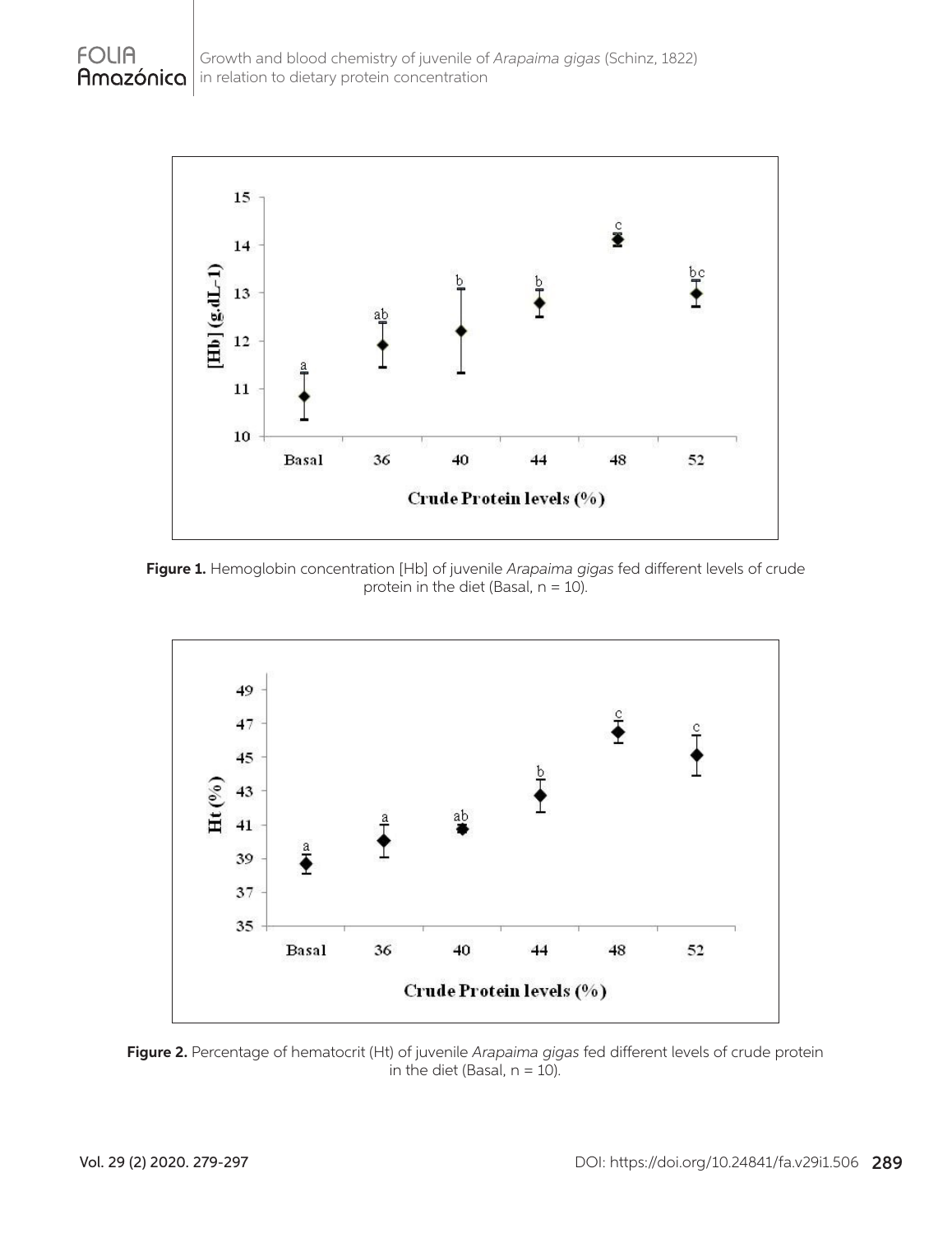**Figure 1.** Hemoglobin concentration [Hb] of juvenile *Arapaima gigas* fed different levels of crude protein in the diet (Basal, n = 10).

**Figure 2.** Percentage of hematocrit (Ht) of juvenile *Arapaima gigas* fed different levels of crude protein in the diet (Basal, n = 10).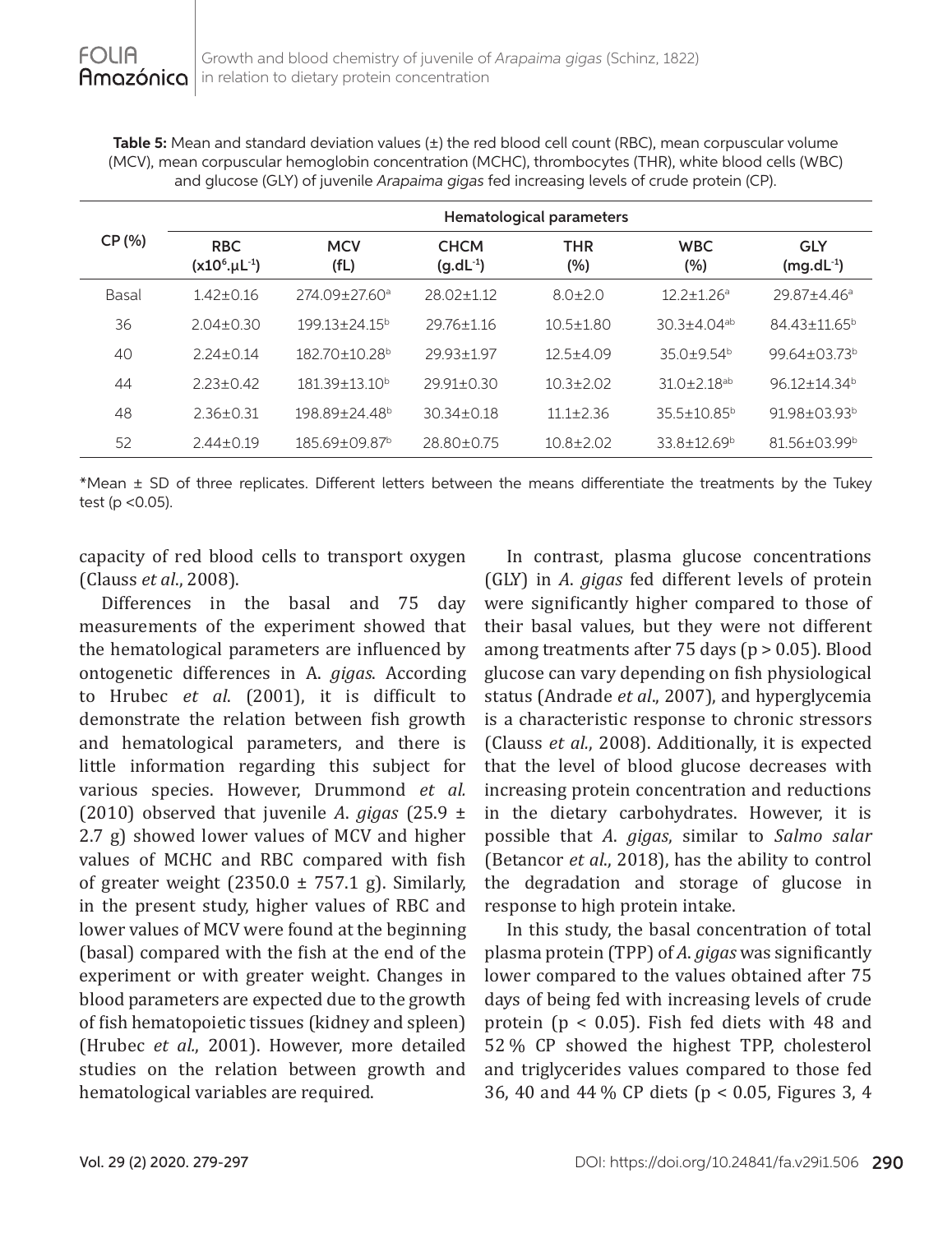**Table 5:** Mean and standard deviation values (±) the red blood cell count (RBC), mean corpuscular volume (MCV), mean corpuscular hemoglobin concentration (MCHC), thrombocytes (THR), white blood cells (WBC) and glucose (GLY) of juvenile *Arapaima gigas* fed increasing levels of crude protein (CP).

| CP (%) | Hematological parameters | | | | | |
|---|---|---|---|---|---|---|
| | RBC ($x10^6.\mu L^{-1}$) | MCV (fL) | CHCM ($g.dL^{-1}$) | THR (%) | WBC (%) | GLY ($mg.dL^{-1}$) |
| Basal | 1.42±0.16 | 274.09±27.60$^a$ | 28.02±1.12 | 8.0±2.0 | 12.2±1.26$^a$ | 29.87±4.46$^a$ |
| 36 | 2.04±0.30 | 199.13±24.15$^b$ | 29.76±1.16 | 10.5±1.80 | 30.3±4.04$^{ab}$ | 84.43±11.65$^b$ |
| 40 | 2.24±0.14 | 182.70±10.28$^b$ | 29.93±1.97 | 12.5±4.09 | 35.0±9.54$^b$ | 99.64±03.73$^b$ |
| 44 | 2.23±0.42 | 181.39±13.10$^b$ | 29.91±0.30 | 10.3±2.02 | 31.0±2.18$^{ab}$ | 96.12±14.34$^b$ |
| 48 | 2.36±0.31 | 198.89±24.48$^b$ | 30.34±0.18 | 11.1±2.36 | 35.5±10.85$^b$ | 91.98±03.93$^b$ |
| 52 | 2.44±0.19 | 185.69±09.87$^b$ | 28.80±0.75 | 10.8±2.02 | 33.8±12.69$^b$ | 81.56±03.99$^b$ |

*Mean ± SD of three replicates. Different letters between the means differentiate the treatments by the Tukey test ($p < 0.05$).

capacity of red blood cells to transport oxygen (Clauss *et al*., 2008).

Differences in the basal and 75 day measurements of the experiment showed that the hematological parameters are influenced by ontogenetic differences in A. *gigas*. According to Hrubec *et al*. (2001), it is difficult to demonstrate the relation between fish growth and hematological parameters, and there is little information regarding this subject for various species. However, Drummond *et al.* (2010) observed that juvenile *A*. *gigas* (25.9 ± 2.7 g) showed lower values of MCV and higher values of MCHC and RBC compared with fish of greater weight (2350.0 ± 757.1 g). Similarly, in the present study, higher values of RBC and lower values of MCV were found at the beginning (basal) compared with the fish at the end of the experiment or with greater weight. Changes in blood parameters are expected due to the growth of fish hematopoietic tissues (kidney and spleen) (Hrubec *et al.*, 2001). However, more detailed studies on the relation between growth and hematological variables are required.

In contrast, plasma glucose concentrations (GLY) in *A*. *gigas* fed different levels of protein were significantly higher compared to those of their basal values, but they were not different among treatments after 75 days ($p > 0.05$). Blood glucose can vary depending on fish physiological status (Andrade *et al*., 2007), and hyperglycemia is a characteristic response to chronic stressors (Clauss *et al.*, 2008). Additionally, it is expected that the level of blood glucose decreases with increasing protein concentration and reductions in the dietary carbohydrates. However, it is possible that *A*. *gigas*, similar to *Salmo salar* (Betancor *et al*., 2018), has the ability to control the degradation and storage of glucose in response to high protein intake.

In this study, the basal concentration of total plasma protein (TPP) of *A. gigas* was significantly lower compared to the values obtained after 75 days of being fed with increasing levels of crude protein ($p < 0.05$). Fish fed diets with 48 and 52 % CP showed the highest TPP, cholesterol and triglycerides values compared to those fed 36, 40 and 44 % CP diets ($p < 0.05$, Figures 3, 4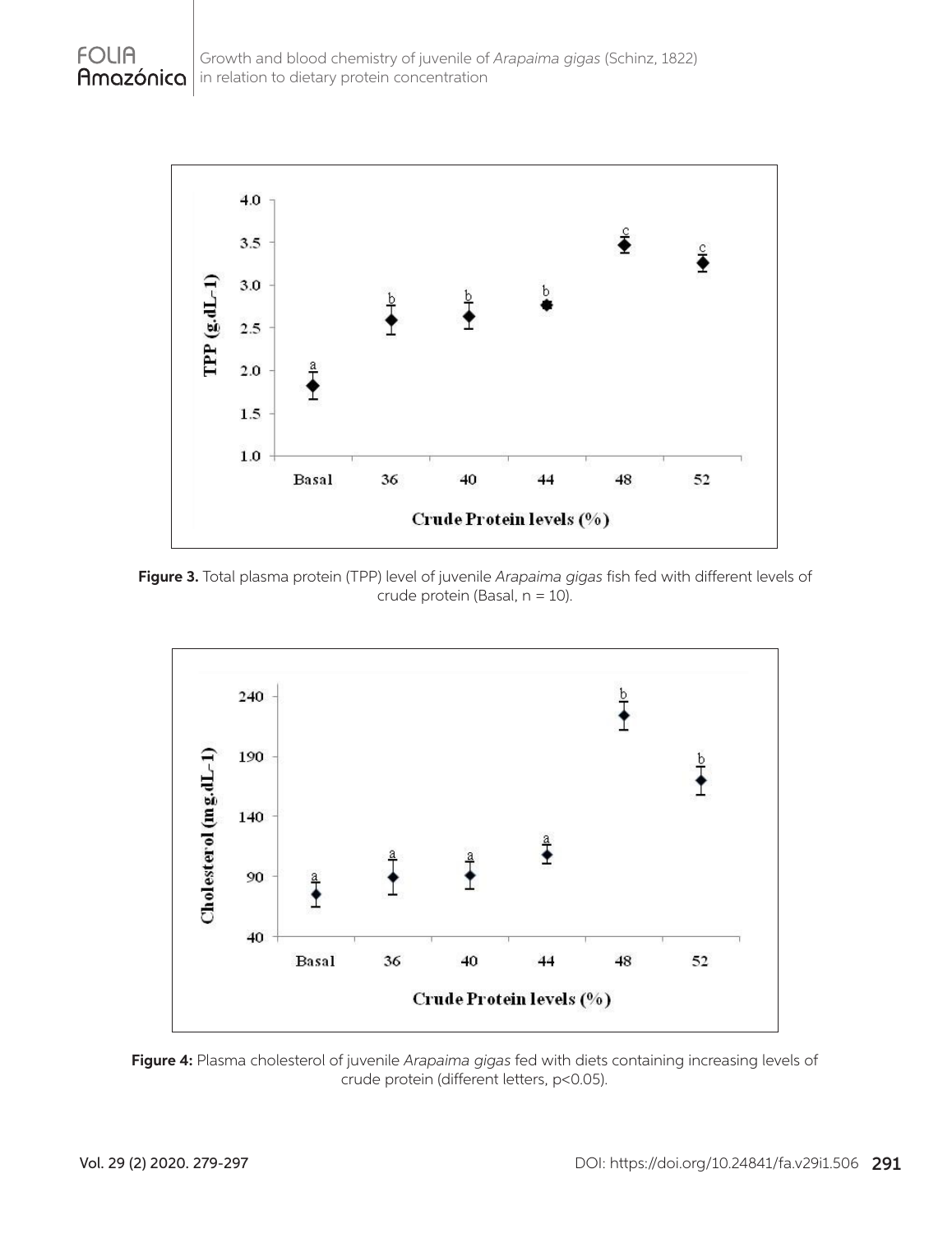Figure 3. Total plasma protein (TPP) level of juvenile *Arapaima gigas* fish fed with different levels of crude protein (Basal, n = 10).

Figure 4: Plasma cholesterol of juvenile *Arapaima gigas* fed with diets containing increasing levels of crude protein (different letters, $p<0.05$).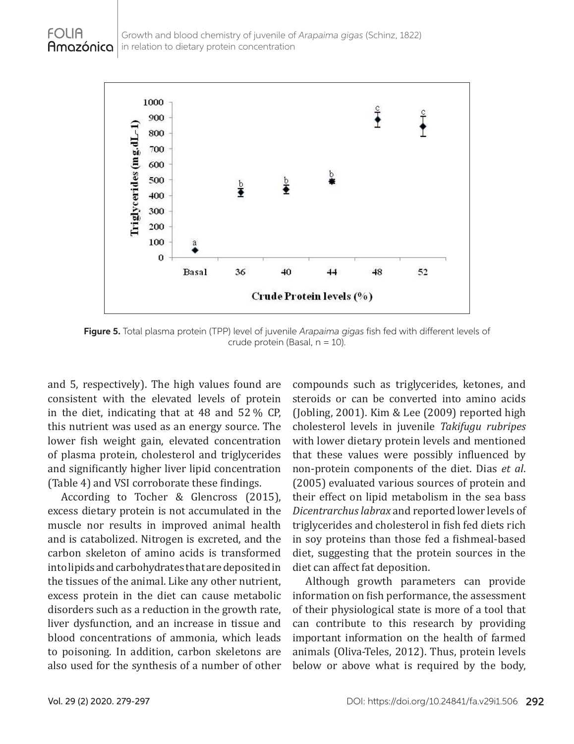**Figure 5.** Total plasma protein (TPP) level of juvenile *Arapaima gigas* fish fed with different levels of crude protein (Basal, n = 10).

and 5, respectively). The high values found are consistent with the elevated levels of protein in the diet, indicating that at 48 and 52 % CP, this nutrient was used as an energy source. The lower fish weight gain, elevated concentration of plasma protein, cholesterol and triglycerides and significantly higher liver lipid concentration (Table 4) and VSI corroborate these findings.

According to Tocher & Glencross (2015), excess dietary protein is not accumulated in the muscle nor results in improved animal health and is catabolized. Nitrogen is excreted, and the carbon skeleton of amino acids is transformed into lipids and carbohydrates that are deposited in the tissues of the animal. Like any other nutrient, excess protein in the diet can cause metabolic disorders such as a reduction in the growth rate, liver dysfunction, and an increase in tissue and blood concentrations of ammonia, which leads to poisoning. In addition, carbon skeletons are also used for the synthesis of a number of other compounds such as triglycerides, ketones, and steroids or can be converted into amino acids (Jobling, 2001). Kim & Lee (2009) reported high cholesterol levels in juvenile *Takifugu rubripes* with lower dietary protein levels and mentioned that these values were possibly influenced by non-protein components of the diet. Dias *et al*. (2005) evaluated various sources of protein and their effect on lipid metabolism in the sea bass *Dicentrarchus labrax* and reported lower levels of triglycerides and cholesterol in fish fed diets rich in soy proteins than those fed a fishmeal-based diet, suggesting that the protein sources in the diet can affect fat deposition.

Although growth parameters can provide information on fish performance, the assessment of their physiological state is more of a tool that can contribute to this research by providing important information on the health of farmed animals (Oliva-Teles, 2012). Thus, protein levels below or above what is required by the body,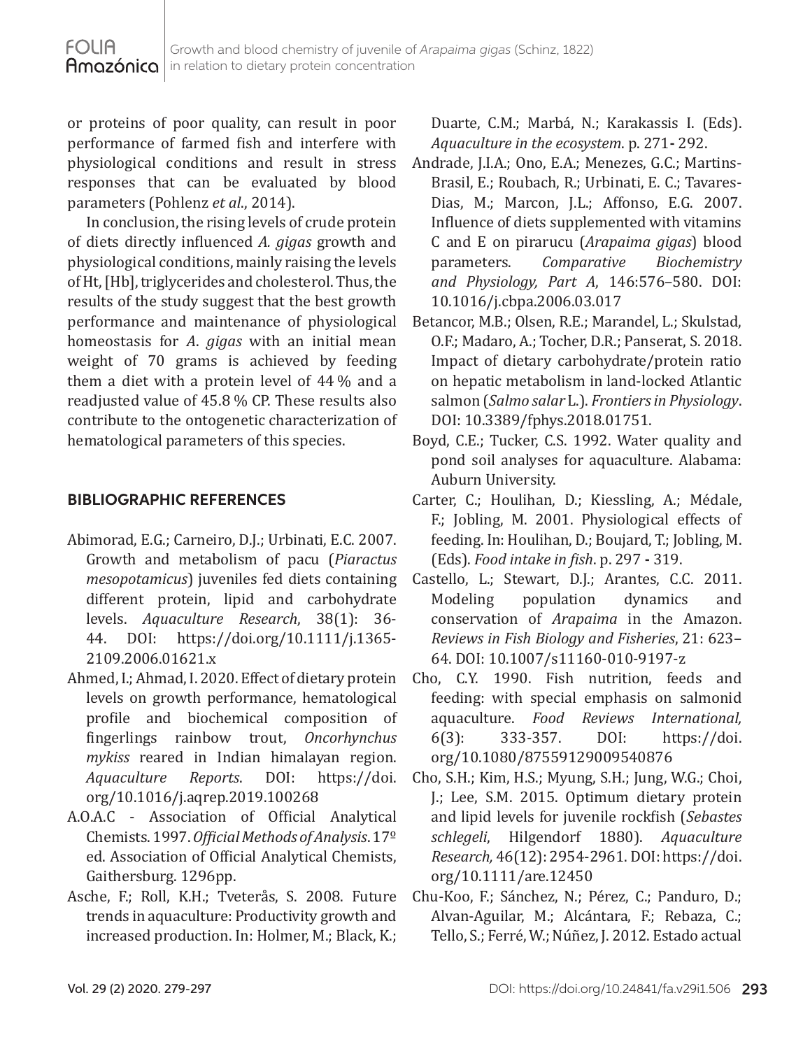or proteins of poor quality, can result in poor performance of farmed fish and interfere with physiological conditions and result in stress responses that can be evaluated by blood parameters (Pohlenz *et al.*, 2014).

In conclusion, the rising levels of crude protein of diets directly influenced *A. gigas* growth and physiological conditions, mainly raising the levels of Ht, [Hb], triglycerides and cholesterol. Thus, the results of the study suggest that the best growth performance and maintenance of physiological homeostasis for *A. gigas* with an initial mean weight of 70 grams is achieved by feeding them a diet with a protein level of 44 % and a readjusted value of 45.8 % CP. These results also contribute to the ontogenetic characterization of hematological parameters of this species.

## BIBLIOGRAPHIC REFERENCES

Abimorad, E.G.; Carneiro, D.J.; Urbinati, E.C. 2007. Growth and metabolism of pacu (*Piaractus mesopotamicus*) juveniles fed diets containing different protein, lipid and carbohydrate levels. *Aquaculture Research*, 38(1): 36-44. DOI: https://doi.org/10.1111/j.1365-2109.2006.01621.x

Ahmed, I.; Ahmad, I. 2020. Effect of dietary protein levels on growth performance, hematological profile and biochemical composition of fingerlings rainbow trout, *Oncorhynchus mykiss* reared in Indian himalayan region. *Aquaculture Reports*. DOI: https://doi.org/10.1016/j.aqrep.2019.100268

A.O.A.C - Association of Official Analytical Chemists. 1997. *Official Methods of Analysis*. 17º ed. Association of Official Analytical Chemists, Gaithersburg. 1296pp.

Asche, F.; Roll, K.H.; Tveterås, S. 2008. Future trends in aquaculture: Productivity growth and increased production. In: Holmer, M.; Black, K.; Duarte, C.M.; Marbá, N.; Karakassis I. (Eds). *Aquaculture in the ecosystem*. p. 271- 292.

Andrade, J.I.A.; Ono, E.A.; Menezes, G.C.; Martins-Brasil, E.; Roubach, R.; Urbinati, E. C.; Tavares-Dias, M.; Marcon, J.L.; Affonso, E.G. 2007. Influence of diets supplemented with vitamins C and E on pirarucu (*Arapaima gigas*) blood parameters. *Comparative Biochemistry and Physiology, Part A*, 146:576–580. DOI: 10.1016/j.cbpa.2006.03.017

Betancor, M.B.; Olsen, R.E.; Marandel, L.; Skulstad, O.F.; Madaro, A.; Tocher, D.R.; Panserat, S. 2018. Impact of dietary carbohydrate/protein ratio on hepatic metabolism in land-locked Atlantic salmon (*Salmo salar* L.). *Frontiers in Physiology*. DOI: 10.3389/fphys.2018.01751.

Boyd, C.E.; Tucker, C.S. 1992. Water quality and pond soil analyses for aquaculture. Alabama: Auburn University.

Carter, C.; Houlihan, D.; Kiessling, A.; Médale, F.; Jobling, M. 2001. Physiological effects of feeding. In: Houlihan, D.; Boujard, T.; Jobling, M. (Eds). *Food intake in fish*. p. 297 - 319.

Castello, L.; Stewart, D.J.; Arantes, C.C. 2011. Modeling population dynamics and conservation of *Arapaima* in the Amazon. *Reviews in Fish Biology and Fisheries*, 21: 623–64. DOI: 10.1007/s11160-010-9197-z

Cho, C.Y. 1990. Fish nutrition, feeds and feeding: with special emphasis on salmonid aquaculture. *Food Reviews International,* 6(3): 333-357. DOI: https://doi.org/10.1080/87559129009540876

Cho, S.H.; Kim, H.S.; Myung, S.H.; Jung, W.G.; Choi, J.; Lee, S.M. 2015. Optimum dietary protein and lipid levels for juvenile rockfish (*Sebastes schlegeli*, Hilgendorf 1880). *Aquaculture Research,* 46(12): 2954-2961. DOI: https://doi.org/10.1111/are.12450

Chu-Koo, F.; Sánchez, N.; Pérez, C.; Panduro, D.; Alvan-Aguilar, M.; Alcántara, F.; Rebaza, C.; Tello, S.; Ferré, W.; Núñez, J. 2012. Estado actual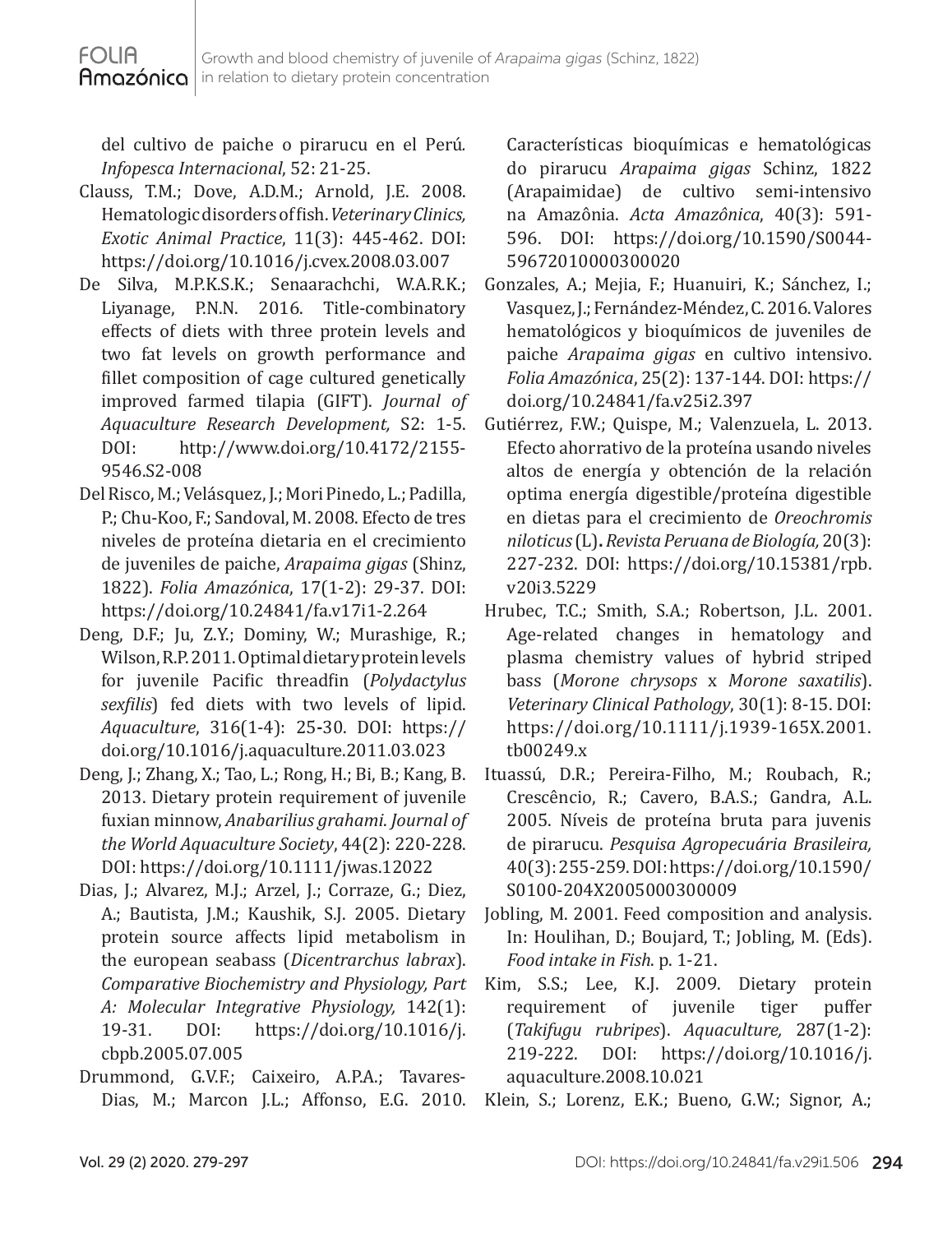del cultivo de paiche o pirarucu en el Perú. *Infopesca Internacional*, 52: 21-25.

Clauss, T.M.; Dove, A.D.M.; Arnold, J.E. 2008. Hematologic disorders of fish. *Veterinary Clinics, Exotic Animal Practice*, 11(3): 445-462. DOI: https://doi.org/10.1016/j.cvex.2008.03.007

De Silva, M.P.K.S.K.; Senaarachchi, W.A.R.K.; Liyanage, P.N.N. 2016. Title-combinatory effects of diets with three protein levels and two fat levels on growth performance and fillet composition of cage cultured genetically improved farmed tilapia (GIFT). *Journal of Aquaculture Research Development,* S2: 1-5. DOI: http://www.doi.org/10.4172/2155-9546.S2-008

Del Risco, M.; Velásquez, J.; Mori Pinedo, L.; Padilla, P.; Chu-Koo, F.; Sandoval, M. 2008. Efecto de tres niveles de proteína dietaria en el crecimiento de juveniles de paiche, *Arapaima gigas* (Shinz, 1822). *Folia Amazónica*, 17(1-2): 29-37. DOI: https://doi.org/10.24841/fa.v17i1-2.264

Deng, D.F.; Ju, Z.Y.; Dominy, W.; Murashige, R.; Wilson, R.P. 2011. Optimal dietary protein levels for juvenile Pacific threadfin (*Polydactylus sexfilis*) fed diets with two levels of lipid. *Aquaculture*, 316(1-4): 25-30. DOI: https://doi.org/10.1016/j.aquaculture.2011.03.023

Deng, J.; Zhang, X.; Tao, L.; Rong, H.; Bi, B.; Kang, B. 2013. Dietary protein requirement of juvenile fuxian minnow, *Anabarilius grahami*. *Journal of the World Aquaculture Society*, 44(2): 220-228. DOI: https://doi.org/10.1111/jwas.12022

Dias, J.; Alvarez, M.J.; Arzel, J.; Corraze, G.; Diez, A.; Bautista, J.M.; Kaushik, S.J. 2005. Dietary protein source affects lipid metabolism in the european seabass (*Dicentrarchus labrax*). *Comparative Biochemistry and Physiology, Part A: Molecular Integrative Physiology,* 142(1): 19-31. DOI: https://doi.org/10.1016/j.cbpb.2005.07.005

Drummond, G.V.F.; Caixeiro, A.P.A.; Tavares-Dias, M.; Marcon J.L.; Affonso, E.G. 2010. Características bioquímicas e hematológicas do pirarucu *Arapaima gigas* Schinz, 1822 (Arapaimidae) de cultivo semi-intensivo na Amazônia. *Acta Amazônica*, 40(3): 591-596. DOI: https://doi.org/10.1590/S0044-59672010000300020

Gonzales, A.; Mejia, F.; Huanuiri, K.; Sánchez, I.; Vasquez, J.; Fernández-Méndez, C. 2016. Valores hematológicos y bioquímicos de juveniles de paiche *Arapaima gigas* en cultivo intensivo. *Folia Amazónica*, 25(2): 137-144. DOI: https://doi.org/10.24841/fa.v25i2.397

Gutiérrez, F.W.; Quispe, M.; Valenzuela, L. 2013. Efecto ahorrativo de la proteína usando niveles altos de energía y obtención de la relación optima energía digestible/proteína digestible en dietas para el crecimiento de *Oreochromis niloticus* (L)**.** *Revista Peruana de Biología,* 20(3): 227-232. DOI: https://doi.org/10.15381/rpb.v20i3.5229

Hrubec, T.C.; Smith, S.A.; Robertson, J.L. 2001. Age-related changes in hematology and plasma chemistry values of hybrid striped bass (*Morone chrysops* x *Morone saxatilis*). *Veterinary Clinical Pathology*, 30(1): 8-15. DOI: https://doi.org/10.1111/j.1939-165X.2001.tb00249.x

Ituassú, D.R.; Pereira-Filho, M.; Roubach, R.; Crescêncio, R.; Cavero, B.A.S.; Gandra, A.L. 2005. Níveis de proteína bruta para juvenis de pirarucu. *Pesquisa Agropecuária Brasileira,* 40(3): 255-259. DOI: https://doi.org/10.1590/S0100-204X2005000300009

Jobling, M. 2001. Feed composition and analysis. In: Houlihan, D.; Boujard, T.; Jobling, M. (Eds). *Food intake in Fish*. p. 1-21.

Kim, S.S.; Lee, K.J. 2009. Dietary protein requirement of juvenile tiger puffer (*Takifugu rubripes*). *Aquaculture,* 287(1-2): 219-222. DOI: https://doi.org/10.1016/j.aquaculture.2008.10.021

Klein, S.; Lorenz, E.K.; Bueno, G.W.; Signor, A.;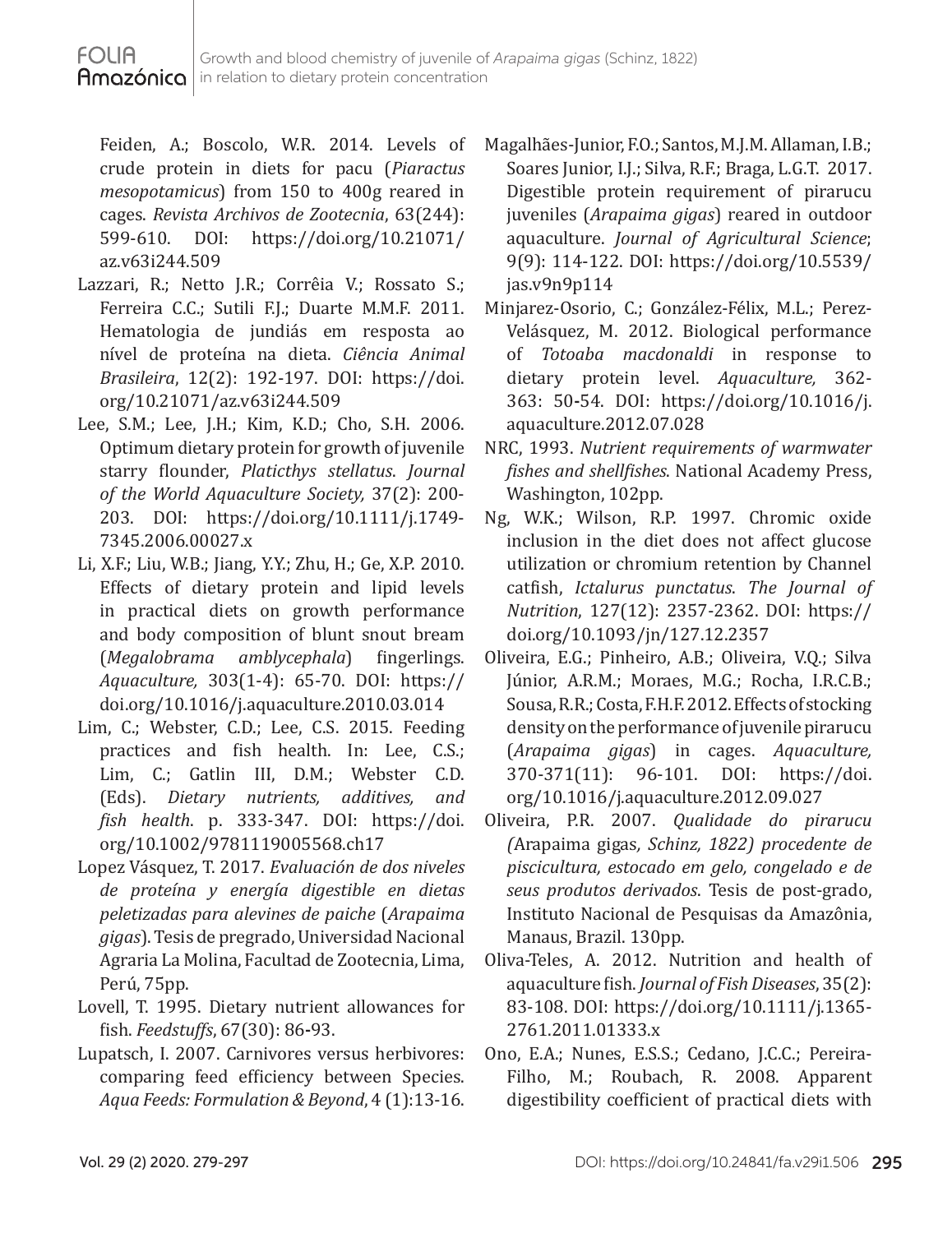Feiden, A.; Boscolo, W.R. 2014. Levels of crude protein in diets for pacu (*Piaractus mesopotamicus*) from 150 to 400g reared in cages. *Revista Archivos de Zootecnia*, 63(244): 599-610. DOI: https://doi.org/10.21071/az.v63i244.509

Lazzari, R.; Netto J.R.; Corrêia V.; Rossato S.; Ferreira C.C.; Sutili F.J.; Duarte M.M.F. 2011. Hematologia de jundiás em resposta ao nível de proteína na dieta. *Ciência Animal Brasileira*, 12(2): 192-197. DOI: https://doi.org/10.21071/az.v63i244.509

Lee, S.M.; Lee, J.H.; Kim, K.D.; Cho, S.H. 2006. Optimum dietary protein for growth of juvenile starry flounder, *Platicthys stellatus*. *Journal of the World Aquaculture Society,* 37(2): 200-203. DOI: https://doi.org/10.1111/j.1749-7345.2006.00027.x

Li, X.F.; Liu, W.B.; Jiang, Y.Y.; Zhu, H.; Ge, X.P. 2010. Effects of dietary protein and lipid levels in practical diets on growth performance and body composition of blunt snout bream (*Megalobrama amblycephala*) fingerlings. *Aquaculture,* 303(1-4): 65-70. DOI: https://doi.org/10.1016/j.aquaculture.2010.03.014

Lim, C.; Webster, C.D.; Lee, C.S. 2015. Feeding practices and fish health. In: Lee, C.S.; Lim, C.; Gatlin III, D.M.; Webster C.D. (Eds). *Dietary nutrients, additives, and fish health*. p. 333-347. DOI: https://doi.org/10.1002/9781119005568.ch17

Lopez Vásquez, T. 2017. *Evaluación de dos niveles de proteína y energía digestible en dietas peletizadas para alevines de paiche* (*Arapaima gigas*). Tesis de pregrado, Universidad Nacional Agraria La Molina, Facultad de Zootecnia, Lima, Perú, 75pp.

Lovell, T. 1995. Dietary nutrient allowances for fish. *Feedstuffs*, 67(30): 86-93.

Lupatsch, I. 2007. Carnivores versus herbivores: comparing feed efficiency between Species. *Aqua Feeds: Formulation & Beyond*, 4 (1):13-16.

Magalhães-Junior, F.O.; Santos, M.J.M. Allaman, I.B.; Soares Junior, I.J.; Silva, R.F.; Braga, L.G.T. 2017. Digestible protein requirement of pirarucu juveniles (*Arapaima gigas*) reared in outdoor aquaculture. *Journal of Agricultural Science*; 9(9): 114-122. DOI: https://doi.org/10.5539/jas.v9n9p114

Minjarez-Osorio, C.; González-Félix, M.L.; Perez-Velásquez, M. 2012. Biological performance of *Totoaba macdonaldi* in response to dietary protein level. *Aquaculture,* 362-363: 50-54. DOI: https://doi.org/10.1016/j.aquaculture.2012.07.028

NRC, 1993. *Nutrient requirements of warmwater fishes and shellfishes*. National Academy Press, Washington, 102pp.

Ng, W.K.; Wilson, R.P. 1997. Chromic oxide inclusion in the diet does not affect glucose utilization or chromium retention by Channel catfish, *Ictalurus punctatus*. *The Journal of Nutrition*, 127(12): 2357-2362. DOI: https://doi.org/10.1093/jn/127.12.2357

Oliveira, E.G.; Pinheiro, A.B.; Oliveira, V.Q.; Silva Júnior, A.R.M.; Moraes, M.G.; Rocha, I.R.C.B.; Sousa, R.R.; Costa, F.H.F. 2012. Effects of stocking density on the performance of juvenile pirarucu (*Arapaima gigas*) in cages. *Aquaculture,* 370-371(11): 96-101. DOI: https://doi.org/10.1016/j.aquaculture.2012.09.027

Oliveira, P.R. 2007. *Qualidade do pirarucu (*Arapaima gigas*, Schinz, 1822) procedente de piscicultura, estocado em gelo, congelado e de seus produtos derivados*. Tesis de post-grado, Instituto Nacional de Pesquisas da Amazônia, Manaus, Brazil. 130pp.

Oliva-Teles, A. 2012. Nutrition and health of aquaculture fish. *Journal of Fish Diseases*, 35(2): 83-108. DOI: https://doi.org/10.1111/j.1365-2761.2011.01333.x

Ono, E.A.; Nunes, E.S.S.; Cedano, J.C.C.; Pereira-Filho, M.; Roubach, R. 2008. Apparent digestibility coefficient of practical diets with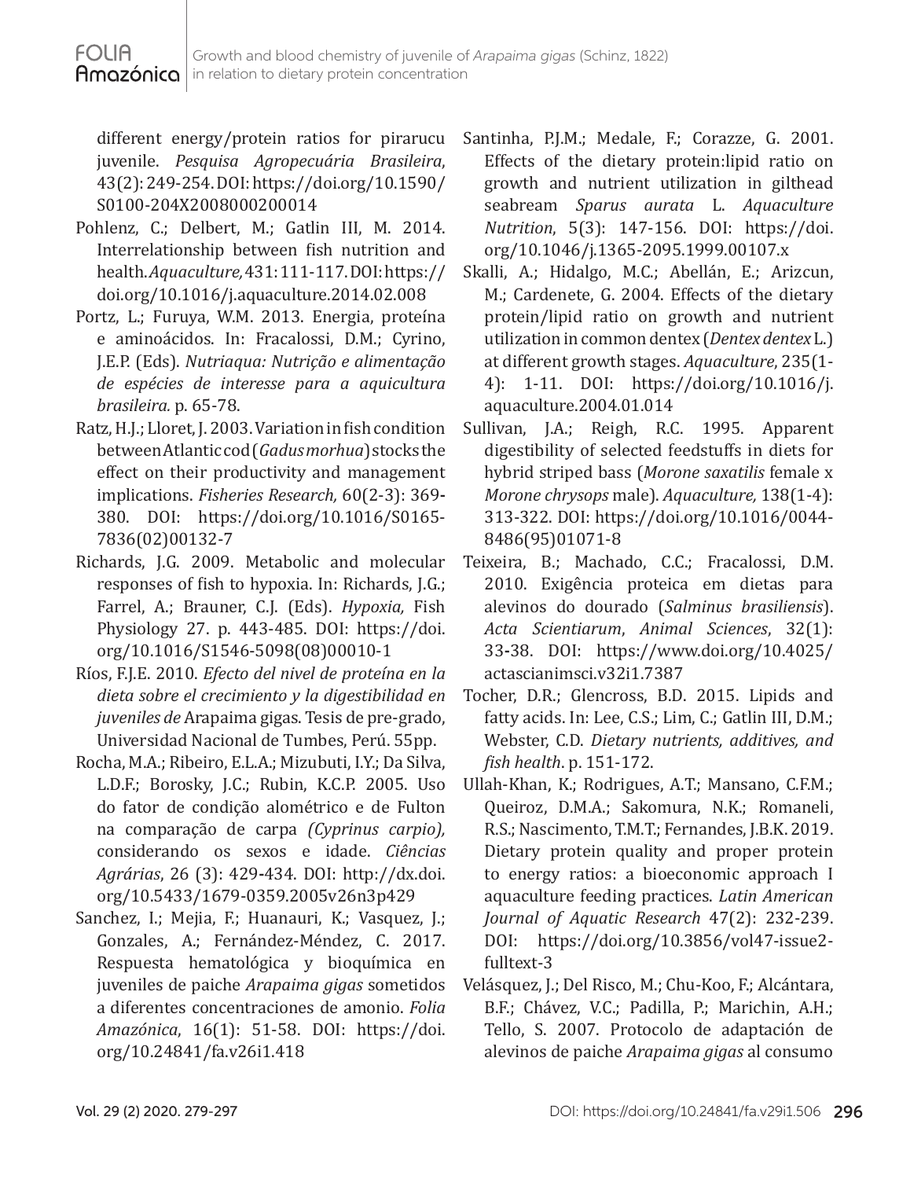different energy/protein ratios for pirarucu juvenile. *Pesquisa Agropecuária Brasileira*, 43(2): 249-254. DOI: https://doi.org/10.1590/S0100-204X2008000200014

Pohlenz, C.; Delbert, M.; Gatlin III, M. 2014. Interrelationship between fish nutrition and health. *Aquaculture,* 431: 111-117. DOI: https://doi.org/10.1016/j.aquaculture.2014.02.008

Portz, L.; Furuya, W.M. 2013. Energia, proteína e aminoácidos. In: Fracalossi, D.M.; Cyrino, J.E.P. (Eds). *Nutriaqua: Nutrição e alimentação de espécies de interesse para a aquicultura brasileira.* p. 65-78.

Ratz, H.J.; Lloret, J. 2003. Variation in fish condition between Atlantic cod (*Gadus morhua*) stocks the effect on their productivity and management implications. *Fisheries Research,* 60(2-3): 369-380. DOI: https://doi.org/10.1016/S0165-7836(02)00132-7

Richards, J.G. 2009. Metabolic and molecular responses of fish to hypoxia. In: Richards, J.G.; Farrel, A.; Brauner, C.J. (Eds). *Hypoxia,* Fish Physiology 27. p. 443-485. DOI: https://doi.org/10.1016/S1546-5098(08)00010-1

Ríos, F.J.E. 2010. *Efecto del nivel de proteína en la dieta sobre el crecimiento y la digestibilidad en juveniles de* Arapaima gigas. Tesis de pre-grado, Universidad Nacional de Tumbes, Perú. 55pp.

Rocha, M.A.; Ribeiro, E.L.A.; Mizubuti, I.Y.; Da Silva, L.D.F.; Borosky, J.C.; Rubin, K.C.P. 2005. Uso do fator de condição alométrico e de Fulton na comparação de carpa *(Cyprinus carpio),* considerando os sexos e idade. *Ciências Agrárias*, 26 (3): 429-434. DOI: http://dx.doi.org/10.5433/1679-0359.2005v26n3p429

Sanchez, I.; Mejia, F.; Huanauri, K.; Vasquez, J.; Gonzales, A.; Fernández-Méndez, C. 2017. Respuesta hematológica y bioquímica en juveniles de paiche *Arapaima gigas* sometidos a diferentes concentraciones de amonio. *Folia Amazónica*, 16(1): 51-58. DOI: https://doi.org/10.24841/fa.v26i1.418

Santinha, P.J.M.; Medale, F.; Corazze, G. 2001. Effects of the dietary protein:lipid ratio on growth and nutrient utilization in gilthead seabream *Sparus aurata* L. *Aquaculture Nutrition*, 5(3): 147-156. DOI: https://doi.org/10.1046/j.1365-2095.1999.00107.x

Skalli, A.; Hidalgo, M.C.; Abellán, E.; Arizcun, M.; Cardenete, G. 2004. Effects of the dietary protein/lipid ratio on growth and nutrient utilization in common dentex (*Dentex dentex* L.) at different growth stages. *Aquaculture*, 235(1-4): 1-11. DOI: https://doi.org/10.1016/j.aquaculture.2004.01.014

Sullivan, J.A.; Reigh, R.C. 1995. Apparent digestibility of selected feedstuffs in diets for hybrid striped bass (*Morone saxatilis* female x *Morone chrysops* male). *Aquaculture,* 138(1-4): 313-322. DOI: https://doi.org/10.1016/0044-8486(95)01071-8

Teixeira, B.; Machado, C.C.; Fracalossi, D.M. 2010. Exigência proteica em dietas para alevinos do dourado (*Salminus brasiliensis*). *Acta Scientiarum*, *Animal Sciences*, 32(1): 33-38. DOI: https://www.doi.org/10.4025/actascianimsci.v32i1.7387

Tocher, D.R.; Glencross, B.D. 2015. Lipids and fatty acids. In: Lee, C.S.; Lim, C.; Gatlin III, D.M.; Webster, C.D. *Dietary nutrients, additives, and fish health*. p. 151-172.

Ullah-Khan, K.; Rodrigues, A.T.; Mansano, C.F.M.; Queiroz, D.M.A.; Sakomura, N.K.; Romaneli, R.S.; Nascimento, T.M.T.; Fernandes, J.B.K. 2019. Dietary protein quality and proper protein to energy ratios: a bioeconomic approach I aquaculture feeding practices. *Latin American Journal of Aquatic Research* 47(2): 232-239. DOI: https://doi.org/10.3856/vol47-issue2-fulltext-3

Velásquez, J.; Del Risco, M.; Chu-Koo, F.; Alcántara, B.F.; Chávez, V.C.; Padilla, P.; Marichin, A.H.; Tello, S. 2007. Protocolo de adaptación de alevinos de paiche *Arapaima gigas* al consumo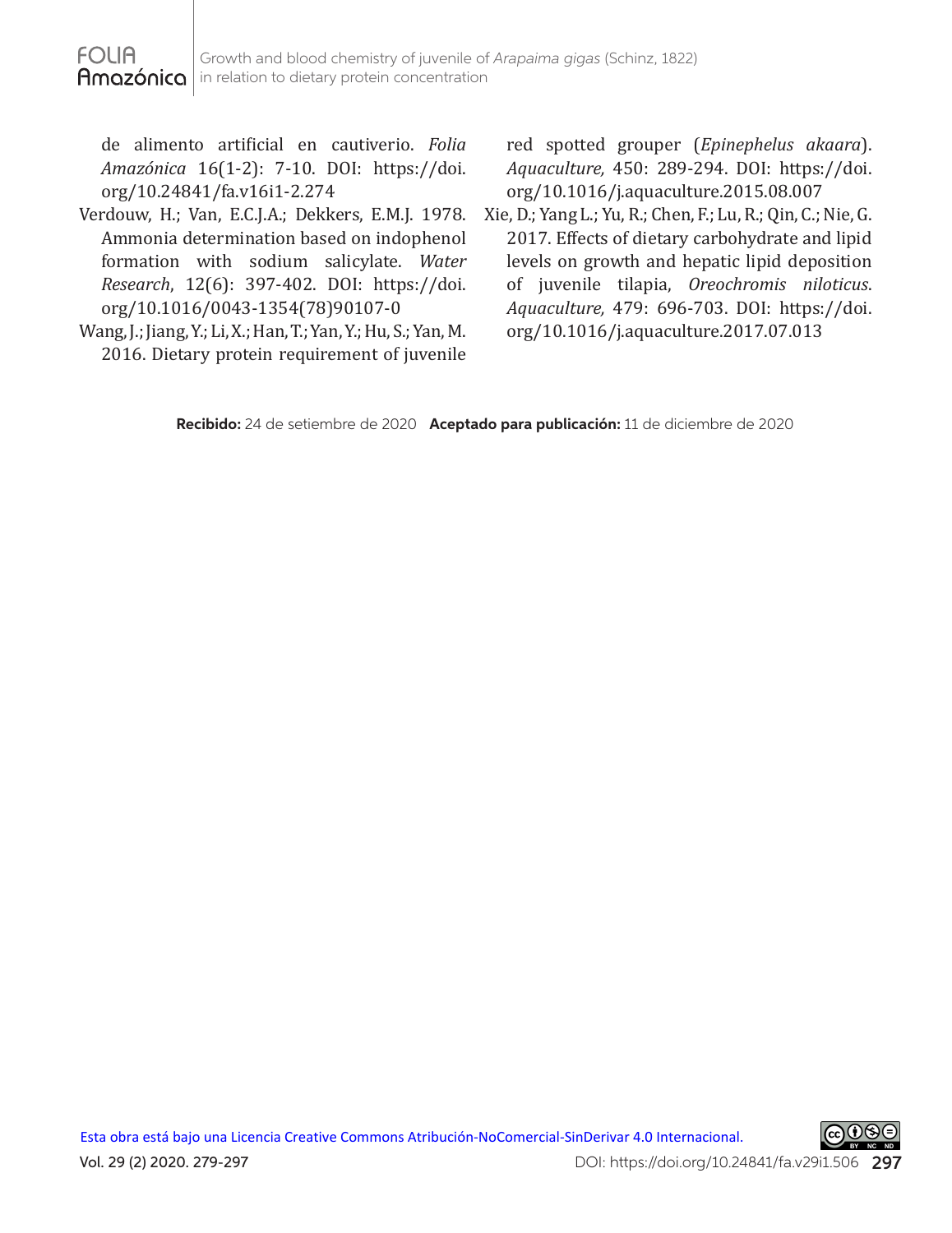de alimento artificial en cautiverio. *Folia Amazónica* 16(1-2): 7-10. DOI: https://doi.org/10.24841/fa.v16i1-2.274

Verdouw, H.; Van, E.C.J.A.; Dekkers, E.M.J. 1978. Ammonia determination based on indophenol formation with sodium salicylate. *Water Research*, 12(6): 397-402. DOI: https://doi.org/10.1016/0043-1354(78)90107-0

Wang, J.; Jiang, Y.; Li, X.; Han, T.; Yan, Y.; Hu, S.; Yan, M. 2016. Dietary protein requirement of juvenile red spotted grouper (*Epinephelus akaara*). *Aquaculture,* 450: 289-294. DOI: https://doi.org/10.1016/j.aquaculture.2015.08.007

Xie, D.; Yang L.; Yu, R.; Chen, F.; Lu, R.; Qin, C.; Nie, G. 2017. Effects of dietary carbohydrate and lipid levels on growth and hepatic lipid deposition of juvenile tilapia, *Oreochromis niloticus*. *Aquaculture,* 479: 696-703. DOI: https://doi.org/10.1016/j.aquaculture.2017.07.013

**Recibido:** 24 de setiembre de 2020 **Aceptado para publicación:** 11 de diciembre de 2020

Esta obra está bajo una Licencia Creative Commons Atribución-NoComercial-SinDerivar 4.0 Internacional.